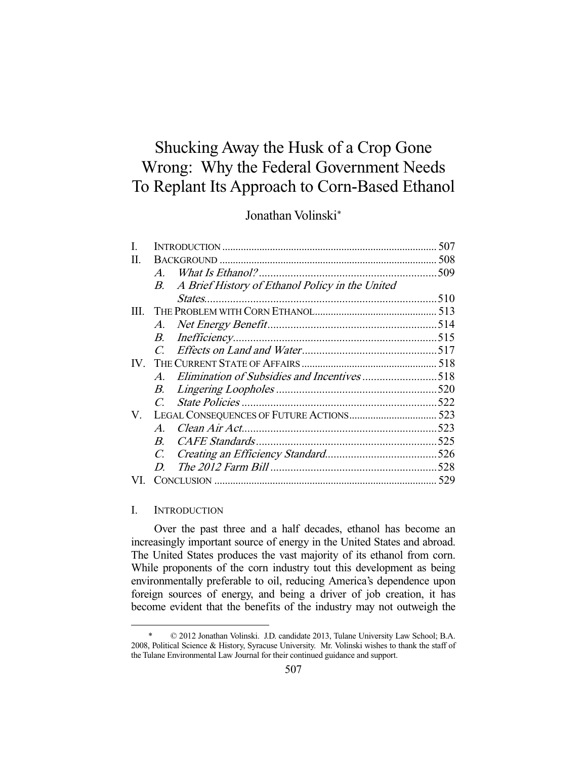# Shucking Away the Husk of a Crop Gone Wrong: Why the Federal Government Needs To Replant Its Approach to Corn-Based Ethanol

Jonathan Volinski*

| | | |
|---|---|---|
| I. | INTRODUCTION | 507 |
| II. | BACKGROUND | 508 |
| | *A. What Is Ethanol?* | 509 |
| | *B. A Brief History of Ethanol Policy in the United States* | 510 |
| III. | THE PROBLEM WITH CORN ETHANOL | 513 |
| | *A. Net Energy Benefit* | 514 |
| | *B. Inefficiency* | 515 |
| | *C. Effects on Land and Water* | 517 |
| IV. | THE CURRENT STATE OF AFFAIRS | 518 |
| | *A. Elimination of Subsidies and Incentives* | 518 |
| | *B. Lingering Loopholes* | 520 |
| | *C. State Policies* | 522 |
| V. | LEGAL CONSEQUENCES OF FUTURE ACTIONS | 523 |
| | *A. Clean Air Act* | 523 |
| | *B. CAFE Standards* | 525 |
| | *C. Creating an Efficiency Standard* | 526 |
| | *D. The 2012 Farm Bill* | 528 |
| VI. | CONCLUSION | 529 |

## I. INTRODUCTION

Over the past three and a half decades, ethanol has become an increasingly important source of energy in the United States and abroad. The United States produces the vast majority of its ethanol from corn. While proponents of the corn industry tout this development as being environmentally preferable to oil, reducing America's dependence upon foreign sources of energy, and being a driver of job creation, it has become evident that the benefits of the industry may not outweigh the

---

\* © 2012 Jonathan Volinski. J.D. candidate 2013, Tulane University Law School; B.A. 2008, Political Science & History, Syracuse University. Mr. Volinski wishes to thank the staff of the Tulane Environmental Law Journal for their continued guidance and support.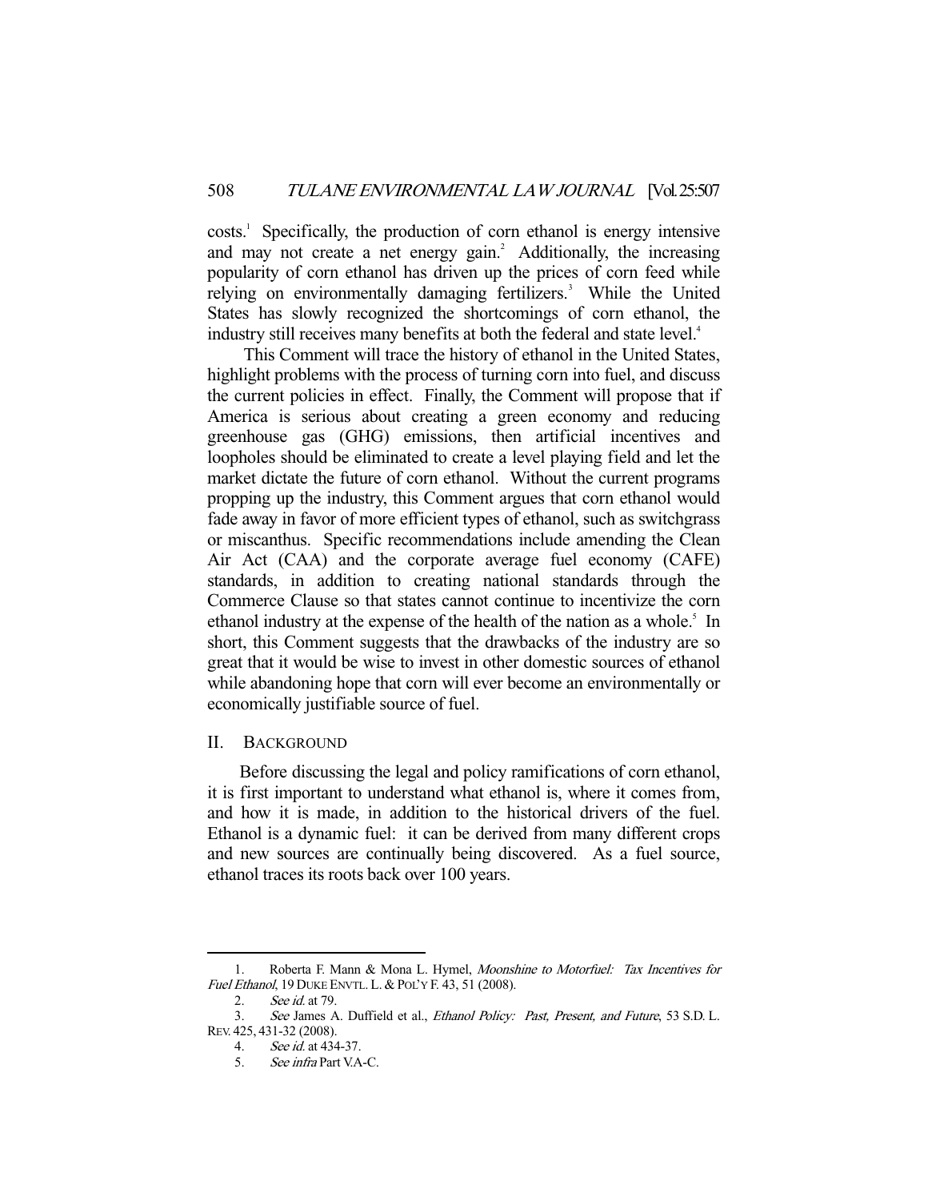costs.[1] Specifically, the production of corn ethanol is energy intensive and may not create a net energy gain.[2] Additionally, the increasing popularity of corn ethanol has driven up the prices of corn feed while relying on environmentally damaging fertilizers.[3] While the United States has slowly recognized the shortcomings of corn ethanol, the industry still receives many benefits at both the federal and state level.[4]

This Comment will trace the history of ethanol in the United States, highlight problems with the process of turning corn into fuel, and discuss the current policies in effect. Finally, the Comment will propose that if America is serious about creating a green economy and reducing greenhouse gas (GHG) emissions, then artificial incentives and loopholes should be eliminated to create a level playing field and let the market dictate the future of corn ethanol. Without the current programs propping up the industry, this Comment argues that corn ethanol would fade away in favor of more efficient types of ethanol, such as switchgrass or miscanthus. Specific recommendations include amending the Clean Air Act (CAA) and the corporate average fuel economy (CAFE) standards, in addition to creating national standards through the Commerce Clause so that states cannot continue to incentivize the corn ethanol industry at the expense of the health of the nation as a whole.[5] In short, this Comment suggests that the drawbacks of the industry are so great that it would be wise to invest in other domestic sources of ethanol while abandoning hope that corn will ever become an environmentally or economically justifiable source of fuel.

## II. BACKGROUND

Before discussing the legal and policy ramifications of corn ethanol, it is first important to understand what ethanol is, where it comes from, and how it is made, in addition to the historical drivers of the fuel. Ethanol is a dynamic fuel: it can be derived from many different crops and new sources are continually being discovered. As a fuel source, ethanol traces its roots back over 100 years.

---

1. Roberta F. Mann & Mona L. Hymel, *Moonshine to Motorfuel: Tax Incentives for Fuel Ethanol*, 19 DUKE ENVTL. L. & POL'Y F. 43, 51 (2008).
2. *See id.* at 79.
3. *See* James A. Duffield et al., *Ethanol Policy: Past, Present, and Future*, 53 S.D. L. REV. 425, 431-32 (2008).
4. *See id.* at 434-37.
5. *See infra* Part V.A-C.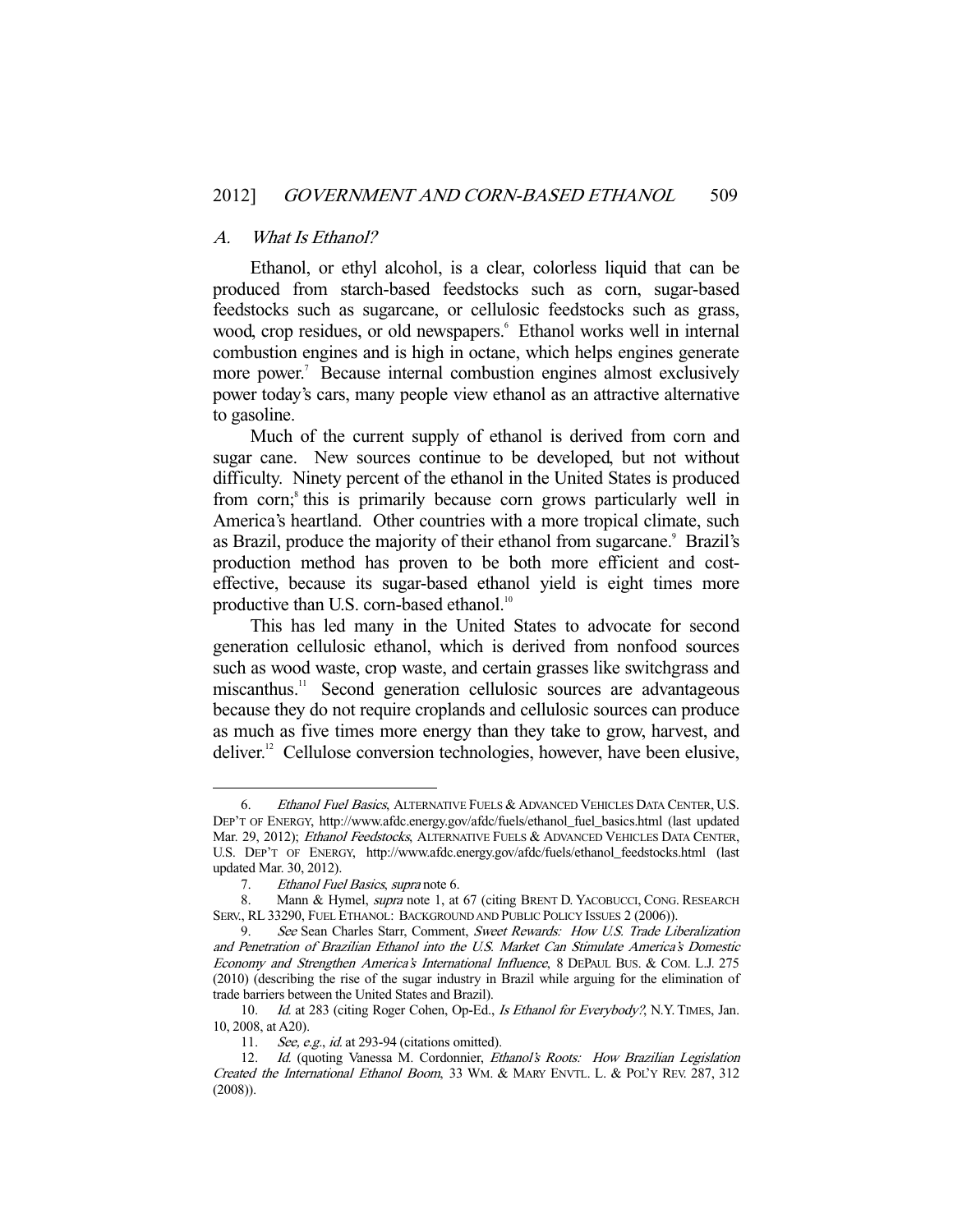### A. *What Is Ethanol?*

Ethanol, or ethyl alcohol, is a clear, colorless liquid that can be produced from starch-based feedstocks such as corn, sugar-based feedstocks such as sugarcane, or cellulosic feedstocks such as grass, wood, crop residues, or old newspapers.[6] Ethanol works well in internal combustion engines and is high in octane, which helps engines generate more power.[7] Because internal combustion engines almost exclusively power today's cars, many people view ethanol as an attractive alternative to gasoline.

Much of the current supply of ethanol is derived from corn and sugar cane. New sources continue to be developed, but not without difficulty. Ninety percent of the ethanol in the United States is produced from corn;[8] this is primarily because corn grows particularly well in America's heartland. Other countries with a more tropical climate, such as Brazil, produce the majority of their ethanol from sugarcane.[9] Brazil's production method has proven to be both more efficient and cost-effective, because its sugar-based ethanol yield is eight times more productive than U.S. corn-based ethanol.[10]

This has led many in the United States to advocate for second generation cellulosic ethanol, which is derived from nonfood sources such as wood waste, crop waste, and certain grasses like switchgrass and miscanthus.[11] Second generation cellulosic sources are advantageous because they do not require croplands and cellulosic sources can produce as much as five times more energy than they take to grow, harvest, and deliver.[12] Cellulose conversion technologies, however, have been elusive,

---

6. *Ethanol Fuel Basics*, ALTERNATIVE FUELS & ADVANCED VEHICLES DATA CENTER, U.S. DEP'T OF ENERGY, http://www.afdc.energy.gov/afdc/fuels/ethanol_fuel_basics.html (last updated Mar. 29, 2012); *Ethanol Feedstocks*, ALTERNATIVE FUELS & ADVANCED VEHICLES DATA CENTER, U.S. DEP'T OF ENERGY, http://www.afdc.energy.gov/afdc/fuels/ethanol_feedstocks.html (last updated Mar. 30, 2012).

7. *Ethanol Fuel Basics*, *supra* note 6.

8. Mann & Hymel, *supra* note 1, at 67 (citing BRENT D. YACOBUCCI, CONG. RESEARCH SERV., RL 33290, FUEL ETHANOL: BACKGROUND AND PUBLIC POLICY ISSUES 2 (2006)).

9. *See* Sean Charles Starr, Comment, *Sweet Rewards: How U.S. Trade Liberalization and Penetration of Brazilian Ethanol into the U.S. Market Can Stimulate America's Domestic Economy and Strengthen America's International Influence*, 8 DEPAUL BUS. & COM. L.J. 275 (2010) (describing the rise of the sugar industry in Brazil while arguing for the elimination of trade barriers between the United States and Brazil).

10. *Id.* at 283 (citing Roger Cohen, Op-Ed., *Is Ethanol for Everybody?*, N.Y. TIMES, Jan. 10, 2008, at A20).

11. *See, e.g.*, *id.* at 293-94 (citations omitted).

12. *Id.* (quoting Vanessa M. Cordonnier, *Ethanol's Roots: How Brazilian Legislation Created the International Ethanol Boom*, 33 WM. & MARY ENVTL. L. & POL'Y REV. 287, 312 (2008)).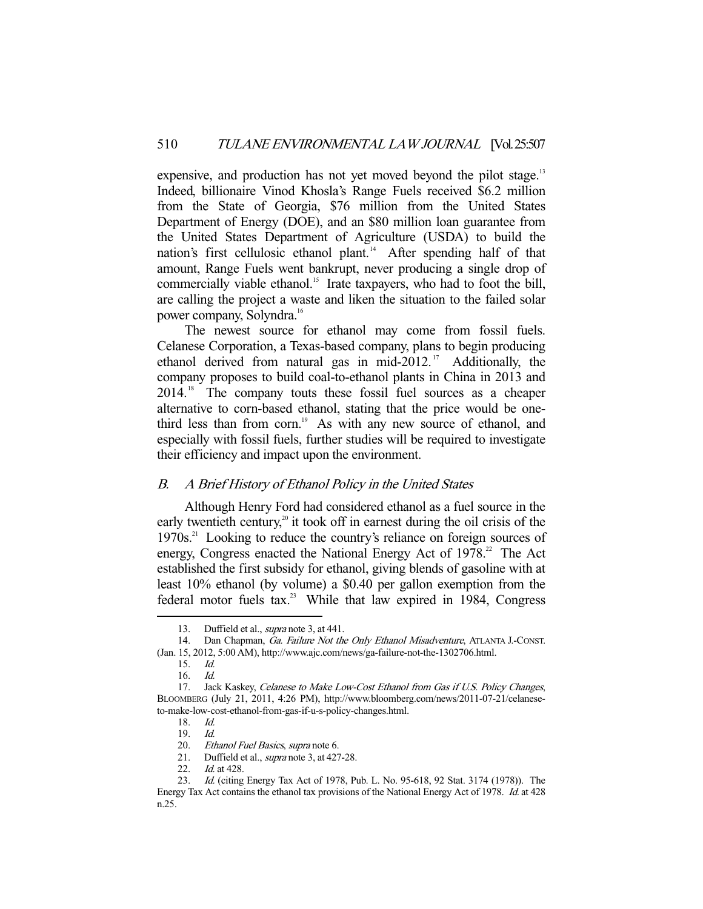expensive, and production has not yet moved beyond the pilot stage.[13] Indeed, billionaire Vinod Khosla's Range Fuels received $6.2 million from the State of Georgia, $76 million from the United States Department of Energy (DOE), and an $80 million loan guarantee from the United States Department of Agriculture (USDA) to build the nation's first cellulosic ethanol plant.[14] After spending half of that amount, Range Fuels went bankrupt, never producing a single drop of commercially viable ethanol.[15] Irate taxpayers, who had to foot the bill, are calling the project a waste and liken the situation to the failed solar power company, Solyndra.[16]

The newest source for ethanol may come from fossil fuels. Celanese Corporation, a Texas-based company, plans to begin producing ethanol derived from natural gas in mid-2012.[17] Additionally, the company proposes to build coal-to-ethanol plants in China in 2013 and 2014.[18] The company touts these fossil fuel sources as a cheaper alternative to corn-based ethanol, stating that the price would be one-third less than from corn.[19] As with any new source of ethanol, and especially with fossil fuels, further studies will be required to investigate their efficiency and impact upon the environment.

## *B. A Brief History of Ethanol Policy in the United States*

Although Henry Ford had considered ethanol as a fuel source in the early twentieth century,[20] it took off in earnest during the oil crisis of the 1970s.[21] Looking to reduce the country's reliance on foreign sources of energy, Congress enacted the National Energy Act of 1978.[22] The Act established the first subsidy for ethanol, giving blends of gasoline with at least 10% ethanol (by volume) a $0.40 per gallon exemption from the federal motor fuels tax.[23] While that law expired in 1984, Congress

---

13. Duffield et al., *supra* note 3, at 441.

14. Dan Chapman, *Ga. Failure Not the Only Ethanol Misadventure*, ATLANTA J.-CONST. (Jan. 15, 2012, 5:00 AM), http://www.ajc.com/news/ga-failure-not-the-1302706.html.

15. *Id.*

16. *Id.*

17. Jack Kaskey, *Celanese to Make Low-Cost Ethanol from Gas if U.S. Policy Changes*, BLOOMBERG (July 21, 2011, 4:26 PM), http://www.bloomberg.com/news/2011-07-21/celanese-to-make-low-cost-ethanol-from-gas-if-u-s-policy-changes.html.

18. *Id.*

19. *Id.*

20. *Ethanol Fuel Basics*, *supra* note 6.

21. Duffield et al., *supra* note 3, at 427-28.

22. *Id.* at 428.

23. *Id.* (citing Energy Tax Act of 1978, Pub. L. No. 95-618, 92 Stat. 3174 (1978)). The Energy Tax Act contains the ethanol tax provisions of the National Energy Act of 1978. *Id.* at 428 n.25.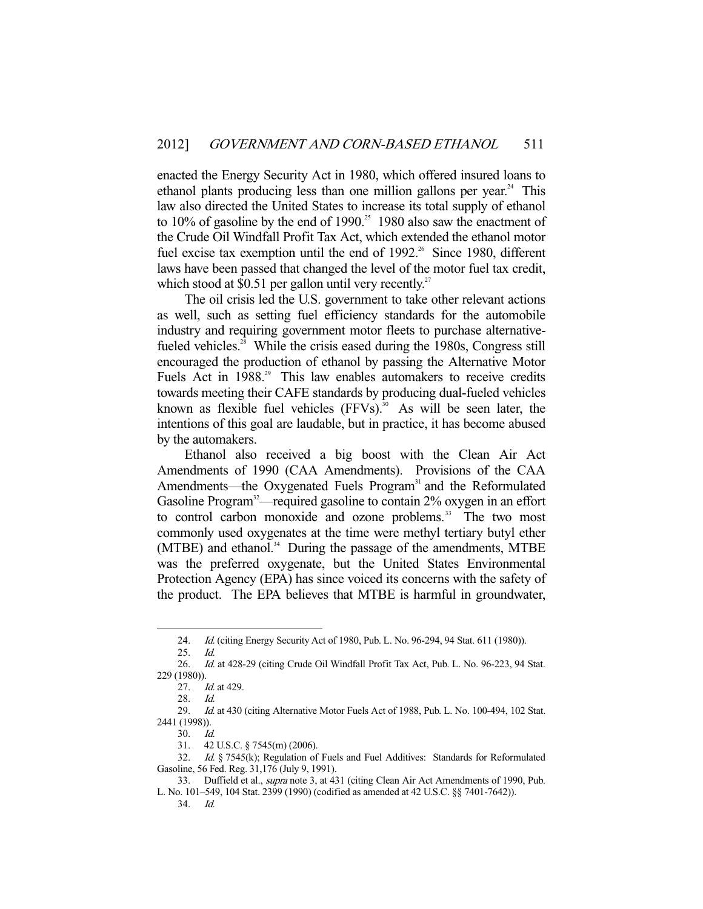enacted the Energy Security Act in 1980, which offered insured loans to ethanol plants producing less than one million gallons per year.[24] This law also directed the United States to increase its total supply of ethanol to 10% of gasoline by the end of 1990.[25] 1980 also saw the enactment of the Crude Oil Windfall Profit Tax Act, which extended the ethanol motor fuel excise tax exemption until the end of 1992.[26] Since 1980, different laws have been passed that changed the level of the motor fuel tax credit, which stood at $0.51 per gallon until very recently.[27]

The oil crisis led the U.S. government to take other relevant actions as well, such as setting fuel efficiency standards for the automobile industry and requiring government motor fleets to purchase alternative-fueled vehicles.[28] While the crisis eased during the 1980s, Congress still encouraged the production of ethanol by passing the Alternative Motor Fuels Act in 1988.[29] This law enables automakers to receive credits towards meeting their CAFE standards by producing dual-fueled vehicles known as flexible fuel vehicles (FFVs).[30] As will be seen later, the intentions of this goal are laudable, but in practice, it has become abused by the automakers.

Ethanol also received a big boost with the Clean Air Act Amendments of 1990 (CAA Amendments). Provisions of the CAA Amendments—the Oxygenated Fuels Program[31] and the Reformulated Gasoline Program[32]—required gasoline to contain 2% oxygen in an effort to control carbon monoxide and ozone problems.[33] The two most commonly used oxygenates at the time were methyl tertiary butyl ether (MTBE) and ethanol.[34] During the passage of the amendments, MTBE was the preferred oxygenate, but the United States Environmental Protection Agency (EPA) has since voiced its concerns with the safety of the product. The EPA believes that MTBE is harmful in groundwater,

---

24. *Id.* (citing Energy Security Act of 1980, Pub. L. No. 96-294, 94 Stat. 611 (1980)).

25. *Id.*

26. *Id.* at 428-29 (citing Crude Oil Windfall Profit Tax Act, Pub. L. No. 96-223, 94 Stat. 229 (1980)).

27. *Id.* at 429.

28. *Id.*

29. *Id.* at 430 (citing Alternative Motor Fuels Act of 1988, Pub. L. No. 100-494, 102 Stat. 2441 (1998)).

30. *Id.*

31. 42 U.S.C. § 7545(m) (2006).

32. *Id.* § 7545(k); Regulation of Fuels and Fuel Additives: Standards for Reformulated Gasoline, 56 Fed. Reg. 31,176 (July 9, 1991).

33. Duffield et al., *supra* note 3, at 431 (citing Clean Air Act Amendments of 1990, Pub. L. No. 101–549, 104 Stat. 2399 (1990) (codified as amended at 42 U.S.C. §§ 7401-7642)).

34. *Id.*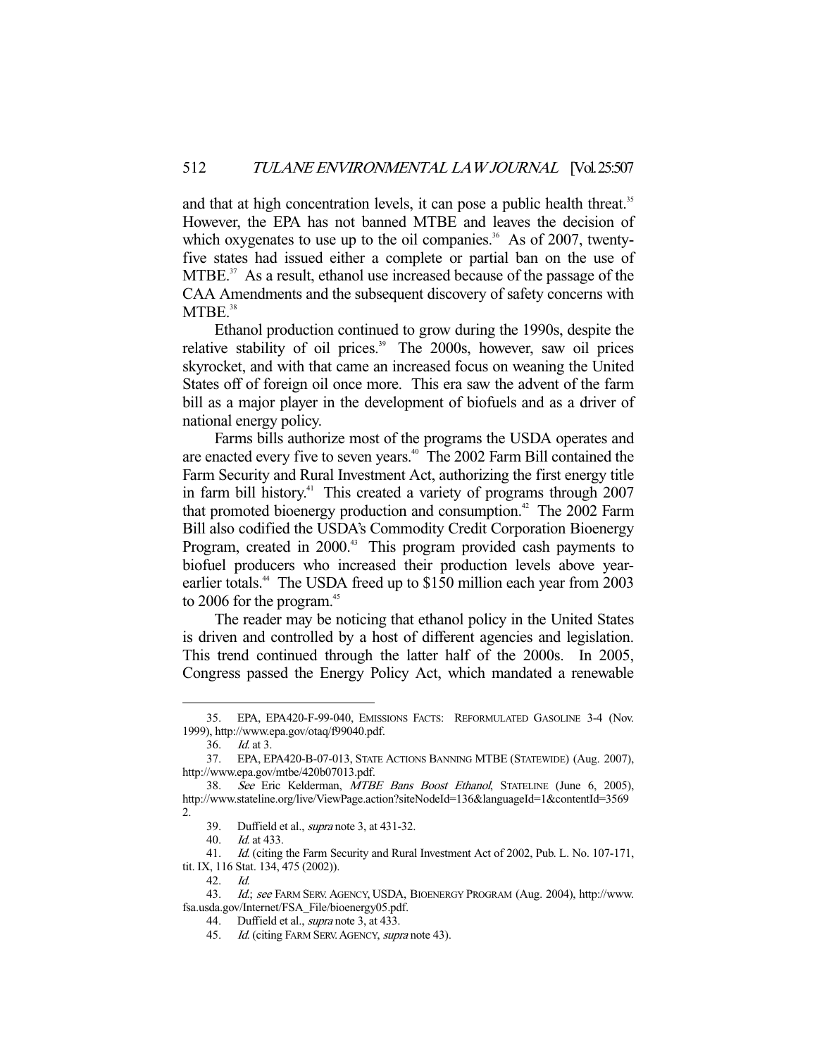and that at high concentration levels, it can pose a public health threat.[35] However, the EPA has not banned MTBE and leaves the decision of which oxygenates to use up to the oil companies.[36] As of 2007, twenty-five states had issued either a complete or partial ban on the use of MTBE.[37] As a result, ethanol use increased because of the passage of the CAA Amendments and the subsequent discovery of safety concerns with MTBE.[38]

Ethanol production continued to grow during the 1990s, despite the relative stability of oil prices.[39] The 2000s, however, saw oil prices skyrocket, and with that came an increased focus on weaning the United States off of foreign oil once more. This era saw the advent of the farm bill as a major player in the development of biofuels and as a driver of national energy policy.

Farms bills authorize most of the programs the USDA operates and are enacted every five to seven years.[40] The 2002 Farm Bill contained the Farm Security and Rural Investment Act, authorizing the first energy title in farm bill history.[41] This created a variety of programs through 2007 that promoted bioenergy production and consumption.[42] The 2002 Farm Bill also codified the USDA's Commodity Credit Corporation Bioenergy Program, created in 2000.[43] This program provided cash payments to biofuel producers who increased their production levels above year-earlier totals.[44] The USDA freed up to $150 million each year from 2003 to 2006 for the program.[45]

The reader may be noticing that ethanol policy in the United States is driven and controlled by a host of different agencies and legislation. This trend continued through the latter half of the 2000s. In 2005, Congress passed the Energy Policy Act, which mandated a renewable

---

35. EPA, EPA420-F-99-040, EMISSIONS FACTS: REFORMULATED GASOLINE 3-4 (Nov. 1999), http://www.epa.gov/otaq/f99040.pdf.

36. *Id.* at 3.

37. EPA, EPA420-B-07-013, STATE ACTIONS BANNING MTBE (STATEWIDE) (Aug. 2007), http://www.epa.gov/mtbe/420b07013.pdf.

38. *See* Eric Kelderman, *MTBE Bans Boost Ethanol*, STATELINE (June 6, 2005), http://www.stateline.org/live/ViewPage.action?siteNodeId=136&languageId=1&contentId=35692.

39. Duffield et al., *supra* note 3, at 431-32.

40. *Id.* at 433.

41. *Id.* (citing the Farm Security and Rural Investment Act of 2002, Pub. L. No. 107-171, tit. IX, 116 Stat. 134, 475 (2002)).

42. *Id.*

43. *Id.*; *see* FARM SERV. AGENCY, USDA, BIOENERGY PROGRAM (Aug. 2004), http://www.fsa.usda.gov/Internet/FSA_File/bioenergy05.pdf.

44. Duffield et al., *supra* note 3, at 433.

45. *Id.* (citing FARM SERV. AGENCY, *supra* note 43).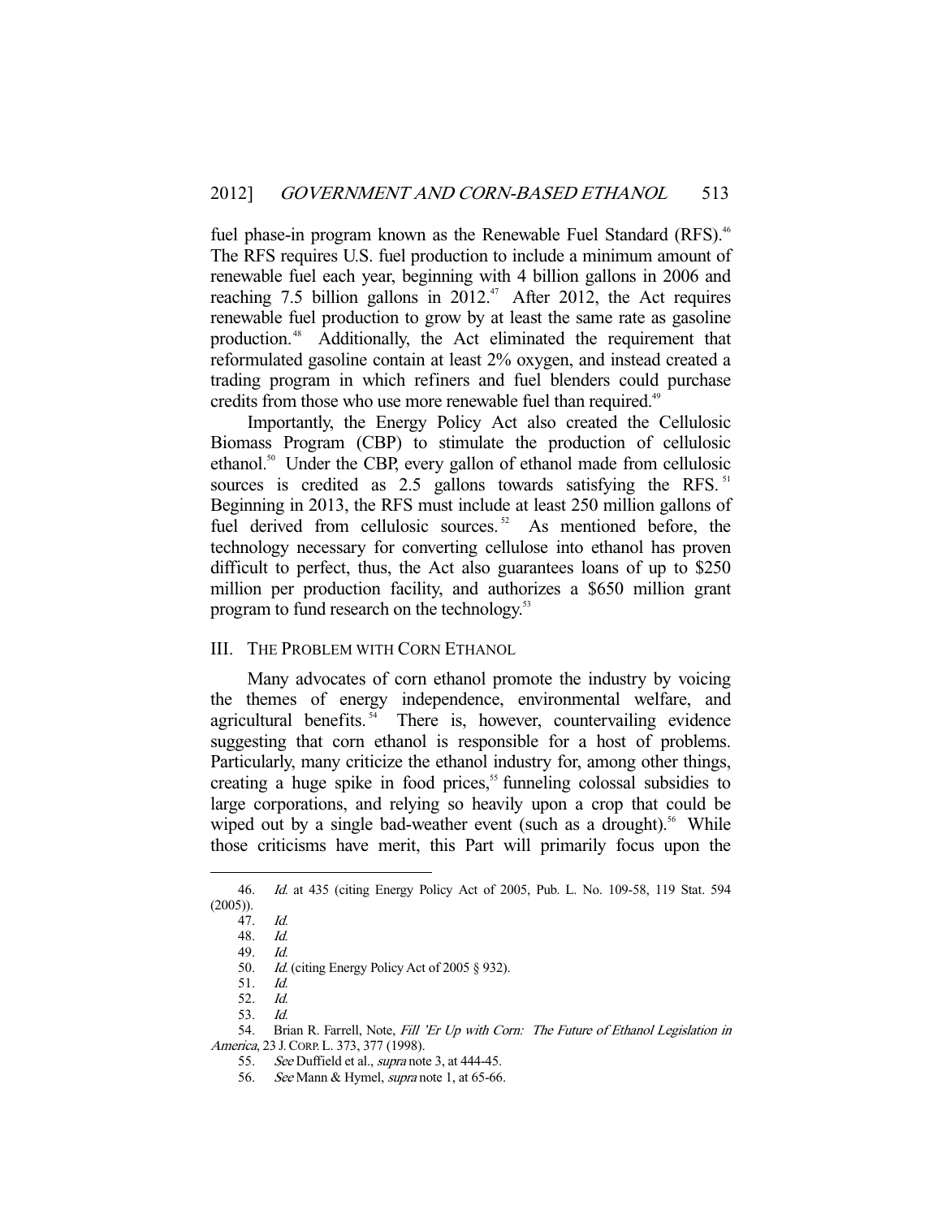fuel phase-in program known as the Renewable Fuel Standard (RFS).[46] The RFS requires U.S. fuel production to include a minimum amount of renewable fuel each year, beginning with 4 billion gallons in 2006 and reaching 7.5 billion gallons in 2012.[47] After 2012, the Act requires renewable fuel production to grow by at least the same rate as gasoline production.[48] Additionally, the Act eliminated the requirement that reformulated gasoline contain at least 2% oxygen, and instead created a trading program in which refiners and fuel blenders could purchase credits from those who use more renewable fuel than required.[49]

Importantly, the Energy Policy Act also created the Cellulosic Biomass Program (CBP) to stimulate the production of cellulosic ethanol.[50] Under the CBP, every gallon of ethanol made from cellulosic sources is credited as 2.5 gallons towards satisfying the RFS.[51] Beginning in 2013, the RFS must include at least 250 million gallons of fuel derived from cellulosic sources.[52] As mentioned before, the technology necessary for converting cellulose into ethanol has proven difficult to perfect, thus, the Act also guarantees loans of up to $250 million per production facility, and authorizes a $650 million grant program to fund research on the technology.[53]

## III. THE PROBLEM WITH CORN ETHANOL

Many advocates of corn ethanol promote the industry by voicing the themes of energy independence, environmental welfare, and agricultural benefits.[54] There is, however, countervailing evidence suggesting that corn ethanol is responsible for a host of problems. Particularly, many criticize the ethanol industry for, among other things, creating a huge spike in food prices,[55] funneling colossal subsidies to large corporations, and relying so heavily upon a crop that could be wiped out by a single bad-weather event (such as a drought).[56] While those criticisms have merit, this Part will primarily focus upon the

---

46. *Id.* at 435 (citing Energy Policy Act of 2005, Pub. L. No. 109-58, 119 Stat. 594 (2005)).

47. *Id.*

48. *Id.*

49. *Id.*

50. *Id.* (citing Energy Policy Act of 2005 § 932).

51. *Id.*

52. *Id.*

53. *Id.*

54. Brian R. Farrell, Note, *Fill 'Er Up with Corn: The Future of Ethanol Legislation in America*, 23 J. CORP. L. 373, 377 (1998).

55. *See* Duffield et al., *supra* note 3, at 444-45.

56. *See* Mann & Hymel, *supra* note 1, at 65-66.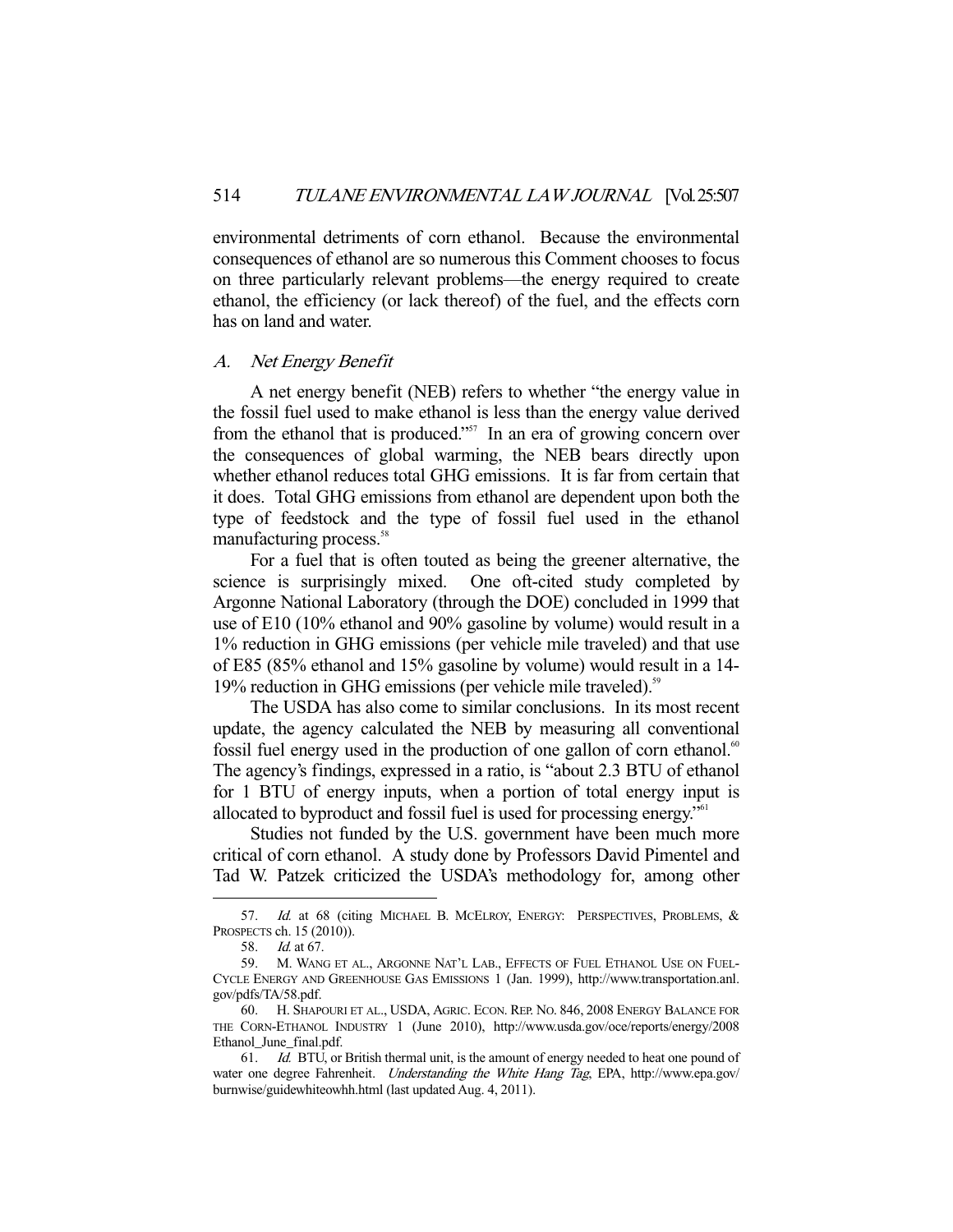environmental detriments of corn ethanol. Because the environmental consequences of ethanol are so numerous this Comment chooses to focus on three particularly relevant problems—the energy required to create ethanol, the efficiency (or lack thereof) of the fuel, and the effects corn has on land and water.

### *A. Net Energy Benefit*

A net energy benefit (NEB) refers to whether "the energy value in the fossil fuel used to make ethanol is less than the energy value derived from the ethanol that is produced."[57] In an era of growing concern over the consequences of global warming, the NEB bears directly upon whether ethanol reduces total GHG emissions. It is far from certain that it does. Total GHG emissions from ethanol are dependent upon both the type of feedstock and the type of fossil fuel used in the ethanol manufacturing process.[58]

For a fuel that is often touted as being the greener alternative, the science is surprisingly mixed. One oft-cited study completed by Argonne National Laboratory (through the DOE) concluded in 1999 that use of E10 (10% ethanol and 90% gasoline by volume) would result in a 1% reduction in GHG emissions (per vehicle mile traveled) and that use of E85 (85% ethanol and 15% gasoline by volume) would result in a 14-19% reduction in GHG emissions (per vehicle mile traveled).[59]

The USDA has also come to similar conclusions. In its most recent update, the agency calculated the NEB by measuring all conventional fossil fuel energy used in the production of one gallon of corn ethanol.[60] The agency's findings, expressed in a ratio, is "about 2.3 BTU of ethanol for 1 BTU of energy inputs, when a portion of total energy input is allocated to byproduct and fossil fuel is used for processing energy."[61]

Studies not funded by the U.S. government have been much more critical of corn ethanol. A study done by Professors David Pimentel and Tad W. Patzek criticized the USDA's methodology for, among other

---

57. *Id.* at 68 (citing MICHAEL B. MCELROY, ENERGY: PERSPECTIVES, PROBLEMS, & PROSPECTS ch. 15 (2010)).

58. *Id.* at 67.

59. M. WANG ET AL., ARGONNE NAT'L LAB., EFFECTS OF FUEL ETHANOL USE ON FUEL-CYCLE ENERGY AND GREENHOUSE GAS EMISSIONS 1 (Jan. 1999), http://www.transportation.anl.gov/pdfs/TA/58.pdf.

60. H. SHAPOURI ET AL., USDA, AGRIC. ECON. REP. NO. 846, 2008 ENERGY BALANCE FOR THE CORN-ETHANOL INDUSTRY 1 (June 2010), http://www.usda.gov/oce/reports/energy/2008Ethanol_June_final.pdf.

61. *Id.* BTU, or British thermal unit, is the amount of energy needed to heat one pound of water one degree Fahrenheit. *Understanding the White Hang Tag*, EPA, http://www.epa.gov/burnwise/guidewhiteowhh.html (last updated Aug. 4, 2011).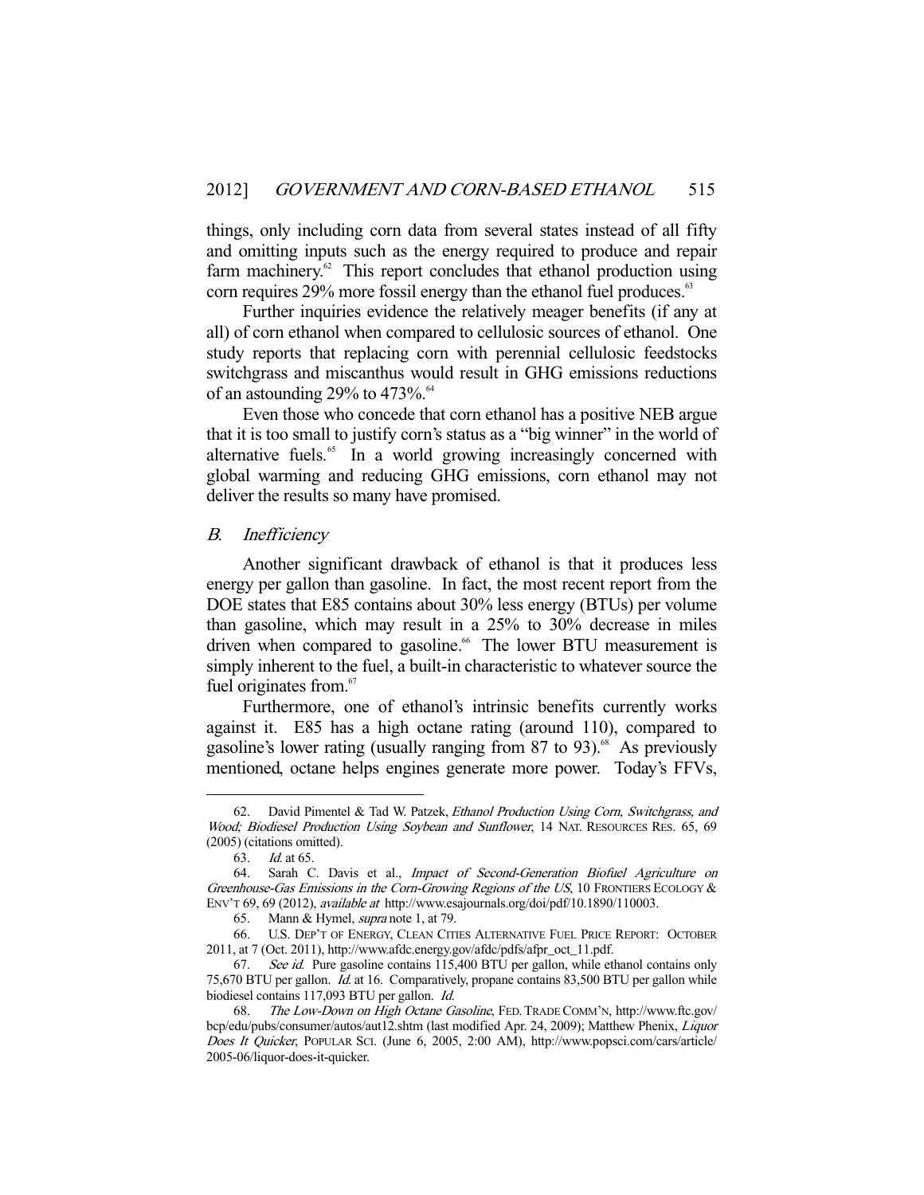things, only including corn data from several states instead of all fifty and omitting inputs such as the energy required to produce and repair farm machinery.[62] This report concludes that ethanol production using corn requires 29% more fossil energy than the ethanol fuel produces.[63]

Further inquiries evidence the relatively meager benefits (if any at all) of corn ethanol when compared to cellulosic sources of ethanol. One study reports that replacing corn with perennial cellulosic feedstocks switchgrass and miscanthus would result in GHG emissions reductions of an astounding 29% to 473%.[64]

Even those who concede that corn ethanol has a positive NEB argue that it is too small to justify corn's status as a "big winner" in the world of alternative fuels.[65] In a world growing increasingly concerned with global warming and reducing GHG emissions, corn ethanol may not deliver the results so many have promised.

## *B. Inefficiency*

Another significant drawback of ethanol is that it produces less energy per gallon than gasoline. In fact, the most recent report from the DOE states that E85 contains about 30% less energy (BTUs) per volume than gasoline, which may result in a 25% to 30% decrease in miles driven when compared to gasoline.[66] The lower BTU measurement is simply inherent to the fuel, a built-in characteristic to whatever source the fuel originates from.[67]

Furthermore, one of ethanol's intrinsic benefits currently works against it. E85 has a high octane rating (around 110), compared to gasoline's lower rating (usually ranging from 87 to 93).[68] As previously mentioned, octane helps engines generate more power. Today's FFVs,

---

62. David Pimentel & Tad W. Patzek, *Ethanol Production Using Corn, Switchgrass, and Wood; Biodiesel Production Using Soybean and Sunflower*, 14 NAT. RESOURCES RES. 65, 69 (2005) (citations omitted).

63. *Id.* at 65.

64. Sarah C. Davis et al., *Impact of Second-Generation Biofuel Agriculture on Greenhouse-Gas Emissions in the Corn-Growing Regions of the US*, 10 FRONTIERS ECOLOGY & ENV'T 69, 69 (2012), *available at* http://www.esajournals.org/doi/pdf/10.1890/110003.

65. Mann & Hymel, *supra* note 1, at 79.

66. U.S. DEP'T OF ENERGY, CLEAN CITIES ALTERNATIVE FUEL PRICE REPORT: OCTOBER 2011, at 7 (Oct. 2011), http://www.afdc.energy.gov/afdc/pdfs/afpr_oct_11.pdf.

67. *See id.* Pure gasoline contains 115,400 BTU per gallon, while ethanol contains only 75,670 BTU per gallon. *Id.* at 16. Comparatively, propane contains 83,500 BTU per gallon while biodiesel contains 117,093 BTU per gallon. *Id.*

68. *The Low-Down on High Octane Gasoline*, FED. TRADE COMM'N, http://www.ftc.gov/bcp/edu/pubs/consumer/autos/aut12.shtm (last modified Apr. 24, 2009); Matthew Phenix, *Liquor Does It Quicker*, POPULAR SCI. (June 6, 2005, 2:00 AM), http://www.popsci.com/cars/article/2005-06/liquor-does-it-quicker.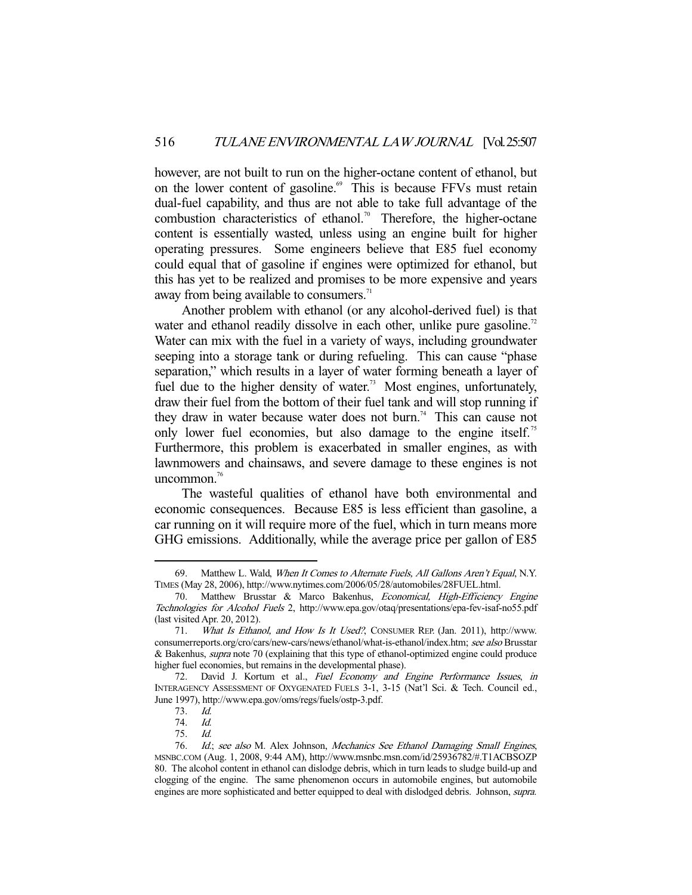however, are not built to run on the higher-octane content of ethanol, but on the lower content of gasoline.[69] This is because FFVs must retain dual-fuel capability, and thus are not able to take full advantage of the combustion characteristics of ethanol.[70] Therefore, the higher-octane content is essentially wasted, unless using an engine built for higher operating pressures. Some engineers believe that E85 fuel economy could equal that of gasoline if engines were optimized for ethanol, but this has yet to be realized and promises to be more expensive and years away from being available to consumers.[71]

Another problem with ethanol (or any alcohol-derived fuel) is that water and ethanol readily dissolve in each other, unlike pure gasoline.[72] Water can mix with the fuel in a variety of ways, including groundwater seeping into a storage tank or during refueling. This can cause "phase separation," which results in a layer of water forming beneath a layer of fuel due to the higher density of water.[73] Most engines, unfortunately, draw their fuel from the bottom of their fuel tank and will stop running if they draw in water because water does not burn.[74] This can cause not only lower fuel economies, but also damage to the engine itself.[75] Furthermore, this problem is exacerbated in smaller engines, as with lawnmowers and chainsaws, and severe damage to these engines is not uncommon.[76]

The wasteful qualities of ethanol have both environmental and economic consequences. Because E85 is less efficient than gasoline, a car running on it will require more of the fuel, which in turn means more GHG emissions. Additionally, while the average price per gallon of E85

---

69. Matthew L. Wald, *When It Comes to Alternate Fuels, All Gallons Aren't Equal*, N.Y. TIMES (May 28, 2006), http://www.nytimes.com/2006/05/28/automobiles/28FUEL.html.

70. Matthew Brusstar & Marco Bakenhus, *Economical, High-Efficiency Engine Technologies for Alcohol Fuels* 2, http://www.epa.gov/otaq/presentations/epa-fev-isaf-no55.pdf (last visited Apr. 20, 2012).

71. *What Is Ethanol, and How Is It Used?*, CONSUMER REP. (Jan. 2011), http://www.consumerreports.org/cro/cars/new-cars/news/ethanol/what-is-ethanol/index.htm; *see also* Brusstar & Bakenhus, *supra* note 70 (explaining that this type of ethanol-optimized engine could produce higher fuel economies, but remains in the developmental phase).

72. David J. Kortum et al., *Fuel Economy and Engine Performance Issues*, *in* INTERAGENCY ASSESSMENT OF OXYGENATED FUELS 3-1, 3-15 (Nat'l Sci. & Tech. Council ed., June 1997), http://www.epa.gov/oms/regs/fuels/ostp-3.pdf.

73. *Id.*

74. *Id.*

75. *Id.*

76. *Id.*; *see also* M. Alex Johnson, *Mechanics See Ethanol Damaging Small Engines*, MSNBC.COM (Aug. 1, 2008, 9:44 AM), http://www.msnbc.msn.com/id/25936782/#.T1ACBSOZP80. The alcohol content in ethanol can dislodge debris, which in turn leads to sludge build-up and clogging of the engine. The same phenomenon occurs in automobile engines, but automobile engines are more sophisticated and better equipped to deal with dislodged debris. Johnson, *supra*.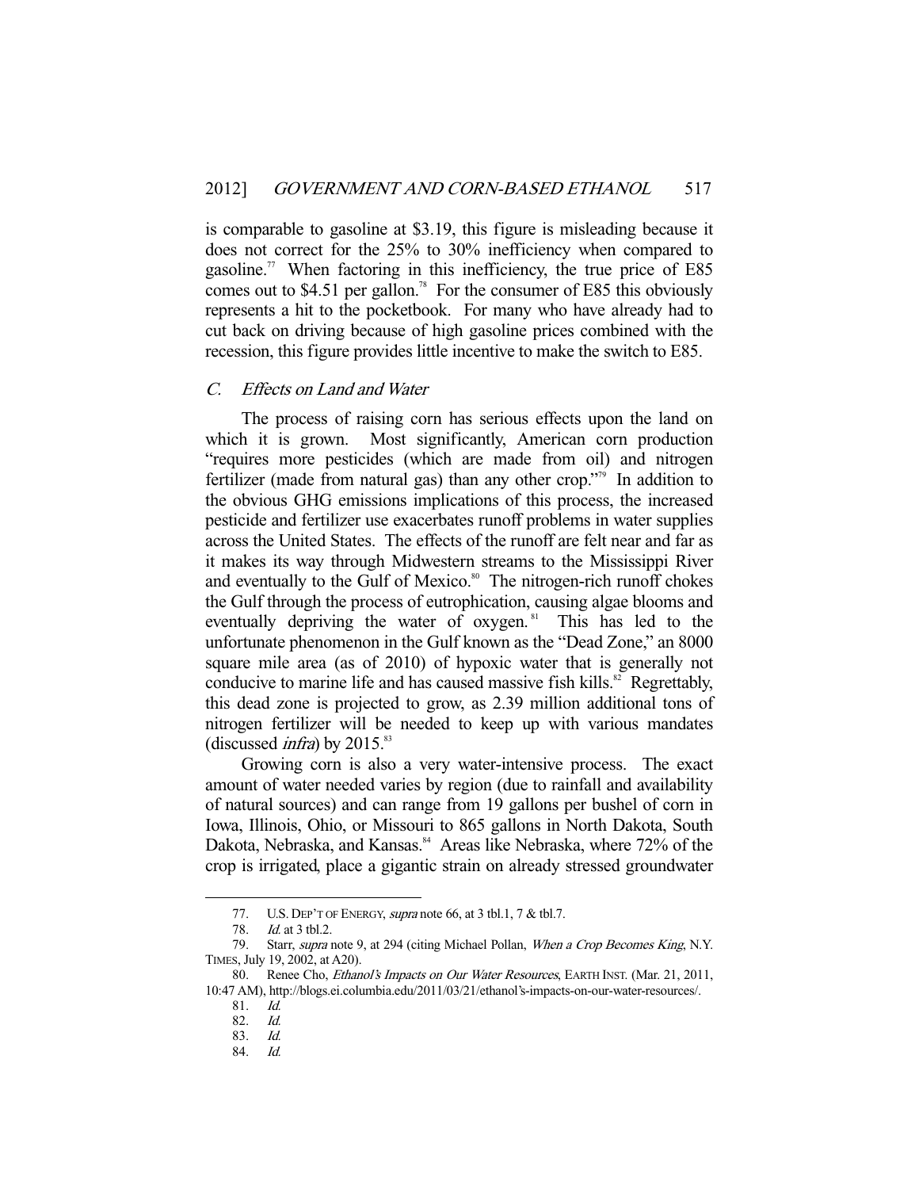is comparable to gasoline at $3.19, this figure is misleading because it does not correct for the 25% to 30% inefficiency when compared to gasoline.[77] When factoring in this inefficiency, the true price of E85 comes out to $4.51 per gallon.[78] For the consumer of E85 this obviously represents a hit to the pocketbook. For many who have already had to cut back on driving because of high gasoline prices combined with the recession, this figure provides little incentive to make the switch to E85.

### *C. Effects on Land and Water*

The process of raising corn has serious effects upon the land on which it is grown. Most significantly, American corn production "requires more pesticides (which are made from oil) and nitrogen fertilizer (made from natural gas) than any other crop."[79] In addition to the obvious GHG emissions implications of this process, the increased pesticide and fertilizer use exacerbates runoff problems in water supplies across the United States. The effects of the runoff are felt near and far as it makes its way through Midwestern streams to the Mississippi River and eventually to the Gulf of Mexico.[80] The nitrogen-rich runoff chokes the Gulf through the process of eutrophication, causing algae blooms and eventually depriving the water of oxygen.[81] This has led to the unfortunate phenomenon in the Gulf known as the "Dead Zone," an 8000 square mile area (as of 2010) of hypoxic water that is generally not conducive to marine life and has caused massive fish kills.[82] Regrettably, this dead zone is projected to grow, as 2.39 million additional tons of nitrogen fertilizer will be needed to keep up with various mandates (discussed *infra*) by 2015.[83]

Growing corn is also a very water-intensive process. The exact amount of water needed varies by region (due to rainfall and availability of natural sources) and can range from 19 gallons per bushel of corn in Iowa, Illinois, Ohio, or Missouri to 865 gallons in North Dakota, South Dakota, Nebraska, and Kansas.[84] Areas like Nebraska, where 72% of the crop is irrigated, place a gigantic strain on already stressed groundwater

---

77. U.S. DEP'T OF ENERGY, *supra* note 66, at 3 tbl.1, 7 & tbl.7.

78. *Id.* at 3 tbl.2.

79. Starr, *supra* note 9, at 294 (citing Michael Pollan, *When a Crop Becomes King*, N.Y. TIMES, July 19, 2002, at A20).

80. Renee Cho, *Ethanol's Impacts on Our Water Resources*, EARTH INST. (Mar. 21, 2011, 10:47 AM), http://blogs.ei.columbia.edu/2011/03/21/ethanol's-impacts-on-our-water-resources/.

81. *Id.*

82. *Id.*

83. *Id.*

84. *Id.*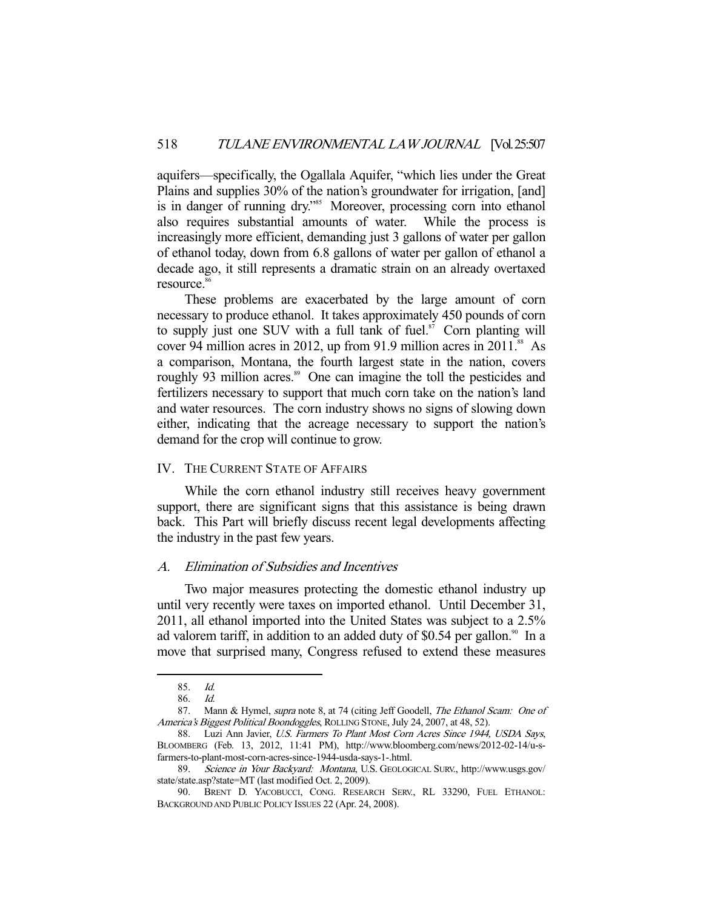aquifers—specifically, the Ogallala Aquifer, "which lies under the Great Plains and supplies 30% of the nation's groundwater for irrigation, [and] is in danger of running dry."[85] Moreover, processing corn into ethanol also requires substantial amounts of water. While the process is increasingly more efficient, demanding just 3 gallons of water per gallon of ethanol today, down from 6.8 gallons of water per gallon of ethanol a decade ago, it still represents a dramatic strain on an already overtaxed resource.[86]

These problems are exacerbated by the large amount of corn necessary to produce ethanol. It takes approximately 450 pounds of corn to supply just one SUV with a full tank of fuel.[87] Corn planting will cover 94 million acres in 2012, up from 91.9 million acres in 2011.[88] As a comparison, Montana, the fourth largest state in the nation, covers roughly 93 million acres.[89] One can imagine the toll the pesticides and fertilizers necessary to support that much corn take on the nation's land and water resources. The corn industry shows no signs of slowing down either, indicating that the acreage necessary to support the nation's demand for the crop will continue to grow.

## IV. THE CURRENT STATE OF AFFAIRS

While the corn ethanol industry still receives heavy government support, there are significant signs that this assistance is being drawn back. This Part will briefly discuss recent legal developments affecting the industry in the past few years.

### A. *Elimination of Subsidies and Incentives*

Two major measures protecting the domestic ethanol industry up until very recently were taxes on imported ethanol. Until December 31, 2011, all ethanol imported into the United States was subject to a 2.5% ad valorem tariff, in addition to an added duty of $0.54 per gallon.[90] In a move that surprised many, Congress refused to extend these measures

---

85. *Id.*

86. *Id.*

87. Mann & Hymel, *supra* note 8, at 74 (citing Jeff Goodell, *The Ethanol Scam: One of America's Biggest Political Boondoggles*, ROLLING STONE, July 24, 2007, at 48, 52).

88. Luzi Ann Javier, *U.S. Farmers To Plant Most Corn Acres Since 1944, USDA Says*, BLOOMBERG (Feb. 13, 2012, 11:41 PM), http://www.bloomberg.com/news/2012-02-14/u-s-farmers-to-plant-most-corn-acres-since-1944-usda-says-1-.html.

89. *Science in Your Backyard: Montana*, U.S. GEOLOGICAL SURV., http://www.usgs.gov/state/state.asp?state=MT (last modified Oct. 2, 2009).

90. BRENT D. YACOBUCCI, CONG. RESEARCH SERV., RL 33290, FUEL ETHANOL: BACKGROUND AND PUBLIC POLICY ISSUES 22 (Apr. 24, 2008).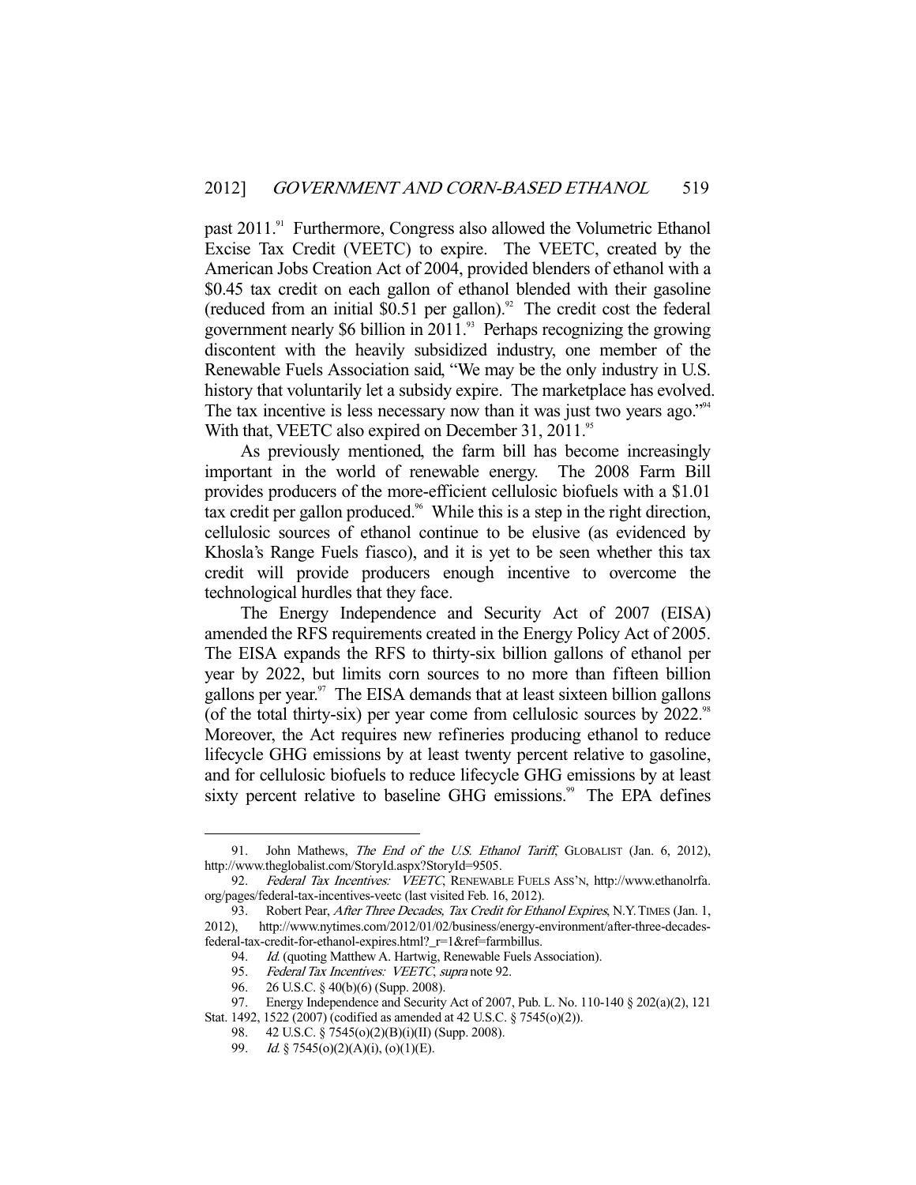past 2011.[91] Furthermore, Congress also allowed the Volumetric Ethanol Excise Tax Credit (VEETC) to expire. The VEETC, created by the American Jobs Creation Act of 2004, provided blenders of ethanol with a $0.45 tax credit on each gallon of ethanol blended with their gasoline (reduced from an initial $0.51 per gallon).[92] The credit cost the federal government nearly $6 billion in 2011.[93] Perhaps recognizing the growing discontent with the heavily subsidized industry, one member of the Renewable Fuels Association said, "We may be the only industry in U.S. history that voluntarily let a subsidy expire. The marketplace has evolved. The tax incentive is less necessary now than it was just two years ago."[94] With that, VEETC also expired on December 31, 2011.[95]

As previously mentioned, the farm bill has become increasingly important in the world of renewable energy. The 2008 Farm Bill provides producers of the more-efficient cellulosic biofuels with a $1.01 tax credit per gallon produced.[96] While this is a step in the right direction, cellulosic sources of ethanol continue to be elusive (as evidenced by Khosla's Range Fuels fiasco), and it is yet to be seen whether this tax credit will provide producers enough incentive to overcome the technological hurdles that they face.

The Energy Independence and Security Act of 2007 (EISA) amended the RFS requirements created in the Energy Policy Act of 2005. The EISA expands the RFS to thirty-six billion gallons of ethanol per year by 2022, but limits corn sources to no more than fifteen billion gallons per year.[97] The EISA demands that at least sixteen billion gallons (of the total thirty-six) per year come from cellulosic sources by 2022.[98] Moreover, the Act requires new refineries producing ethanol to reduce lifecycle GHG emissions by at least twenty percent relative to gasoline, and for cellulosic biofuels to reduce lifecycle GHG emissions by at least sixty percent relative to baseline GHG emissions.[99] The EPA defines

---

91. John Mathews, *The End of the U.S. Ethanol Tariff*, GLOBALIST (Jan. 6, 2012), http://www.theglobalist.com/StoryId.aspx?StoryId=9505.

92. *Federal Tax Incentives: VEETC*, RENEWABLE FUELS ASS'N, http://www.ethanolrfa.org/pages/federal-tax-incentives-veetc (last visited Feb. 16, 2012).

93. Robert Pear, *After Three Decades, Tax Credit for Ethanol Expires*, N.Y. TIMES (Jan. 1, 2012), http://www.nytimes.com/2012/01/02/business/energy-environment/after-three-decades-federal-tax-credit-for-ethanol-expires.html?_r=1&ref=farmbillus.

94. *Id.* (quoting Matthew A. Hartwig, Renewable Fuels Association).

95. *Federal Tax Incentives: VEETC*, *supra* note 92.

96. 26 U.S.C. § 40(b)(6) (Supp. 2008).

97. Energy Independence and Security Act of 2007, Pub. L. No. 110-140 § 202(a)(2), 121 Stat. 1492, 1522 (2007) (codified as amended at 42 U.S.C. § 7545(o)(2)).

98. 42 U.S.C. § 7545(o)(2)(B)(i)(II) (Supp. 2008).

99. *Id.* § 7545(o)(2)(A)(i), (o)(1)(E).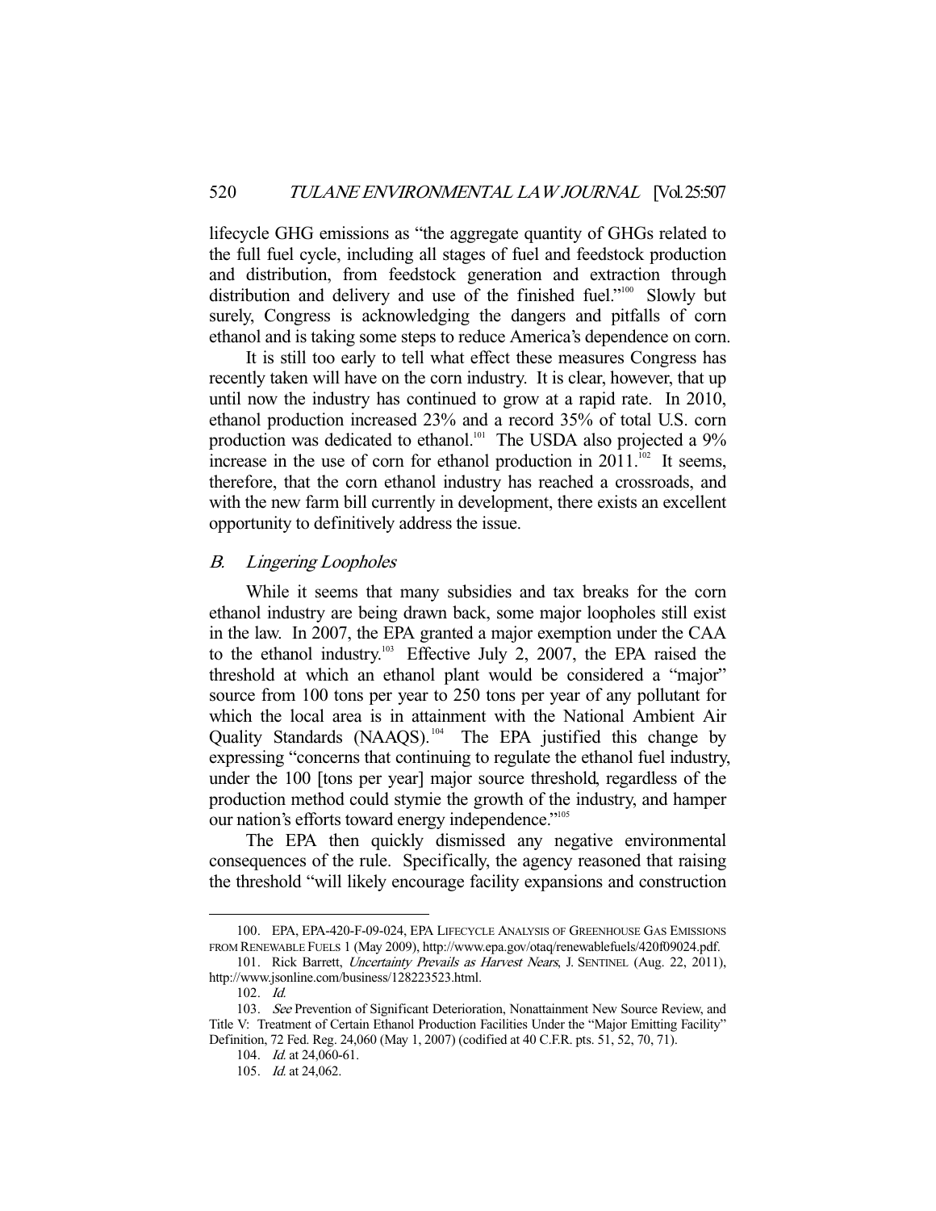lifecycle GHG emissions as "the aggregate quantity of GHGs related to the full fuel cycle, including all stages of fuel and feedstock production and distribution, from feedstock generation and extraction through distribution and delivery and use of the finished fuel."[100] Slowly but surely, Congress is acknowledging the dangers and pitfalls of corn ethanol and is taking some steps to reduce America's dependence on corn.

It is still too early to tell what effect these measures Congress has recently taken will have on the corn industry. It is clear, however, that up until now the industry has continued to grow at a rapid rate. In 2010, ethanol production increased 23% and a record 35% of total U.S. corn production was dedicated to ethanol.[101] The USDA also projected a 9% increase in the use of corn for ethanol production in 2011.[102] It seems, therefore, that the corn ethanol industry has reached a crossroads, and with the new farm bill currently in development, there exists an excellent opportunity to definitively address the issue.

### *B. Lingering Loopholes*

While it seems that many subsidies and tax breaks for the corn ethanol industry are being drawn back, some major loopholes still exist in the law. In 2007, the EPA granted a major exemption under the CAA to the ethanol industry.[103] Effective July 2, 2007, the EPA raised the threshold at which an ethanol plant would be considered a "major" source from 100 tons per year to 250 tons per year of any pollutant for which the local area is in attainment with the National Ambient Air Quality Standards (NAAQS).[104] The EPA justified this change by expressing "concerns that continuing to regulate the ethanol fuel industry, under the 100 [tons per year] major source threshold, regardless of the production method could stymie the growth of the industry, and hamper our nation's efforts toward energy independence."[105]

The EPA then quickly dismissed any negative environmental consequences of the rule. Specifically, the agency reasoned that raising the threshold "will likely encourage facility expansions and construction

---

100. EPA, EPA-420-F-09-024, EPA LIFECYCLE ANALYSIS OF GREENHOUSE GAS EMISSIONS FROM RENEWABLE FUELS 1 (May 2009), http://www.epa.gov/otaq/renewablefuels/420f09024.pdf.

101. Rick Barrett, *Uncertainty Prevails as Harvest Nears*, J. SENTINEL (Aug. 22, 2011), http://www.jsonline.com/business/128223523.html.

102. *Id.*

103. *See* Prevention of Significant Deterioration, Nonattainment New Source Review, and Title V: Treatment of Certain Ethanol Production Facilities Under the "Major Emitting Facility" Definition, 72 Fed. Reg. 24,060 (May 1, 2007) (codified at 40 C.F.R. pts. 51, 52, 70, 71).

104. *Id.* at 24,060-61.

105. *Id.* at 24,062.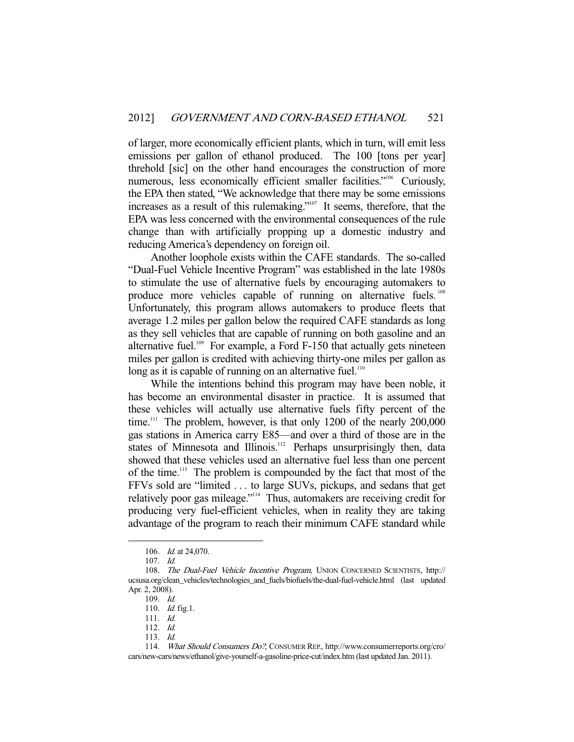of larger, more economically efficient plants, which in turn, will emit less emissions per gallon of ethanol produced. The 100 [tons per year] threhold [sic] on the other hand encourages the construction of more numerous, less economically efficient smaller facilities."[106] Curiously, the EPA then stated, "We acknowledge that there may be some emissions increases as a result of this rulemaking."[107] It seems, therefore, that the EPA was less concerned with the environmental consequences of the rule change than with artificially propping up a domestic industry and reducing America's dependency on foreign oil.

Another loophole exists within the CAFE standards. The so-called "Dual-Fuel Vehicle Incentive Program" was established in the late 1980s to stimulate the use of alternative fuels by encouraging automakers to produce more vehicles capable of running on alternative fuels.[108] Unfortunately, this program allows automakers to produce fleets that average 1.2 miles per gallon below the required CAFE standards as long as they sell vehicles that are capable of running on both gasoline and an alternative fuel.[109] For example, a Ford F-150 that actually gets nineteen miles per gallon is credited with achieving thirty-one miles per gallon as long as it is capable of running on an alternative fuel.[110]

While the intentions behind this program may have been noble, it has become an environmental disaster in practice. It is assumed that these vehicles will actually use alternative fuels fifty percent of the time.[111] The problem, however, is that only 1200 of the nearly 200,000 gas stations in America carry E85—and over a third of those are in the states of Minnesota and Illinois.[112] Perhaps unsurprisingly then, data showed that these vehicles used an alternative fuel less than one percent of the time.[113] The problem is compounded by the fact that most of the FFVs sold are "limited . . . to large SUVs, pickups, and sedans that get relatively poor gas mileage."[114] Thus, automakers are receiving credit for producing very fuel-efficient vehicles, when in reality they are taking advantage of the program to reach their minimum CAFE standard while

---

106. *Id.* at 24,070.

107. *Id.*

108. *The Dual-Fuel Vehicle Incentive Program*, UNION CONCERNED SCIENTISTS, http://ucsusa.org/clean_vehicles/technologies_and_fuels/biofuels/the-dual-fuel-vehicle.html (last updated Apr. 2, 2008).

109. *Id.*

110. *Id.* fig.1.

111. *Id.*

112. *Id.*

113. *Id.*

114. *What Should Consumers Do?*, CONSUMER REP., http://www.consumerreports.org/cro/cars/new-cars/news/ethanol/give-yourself-a-gasoline-price-cut/index.htm (last updated Jan. 2011).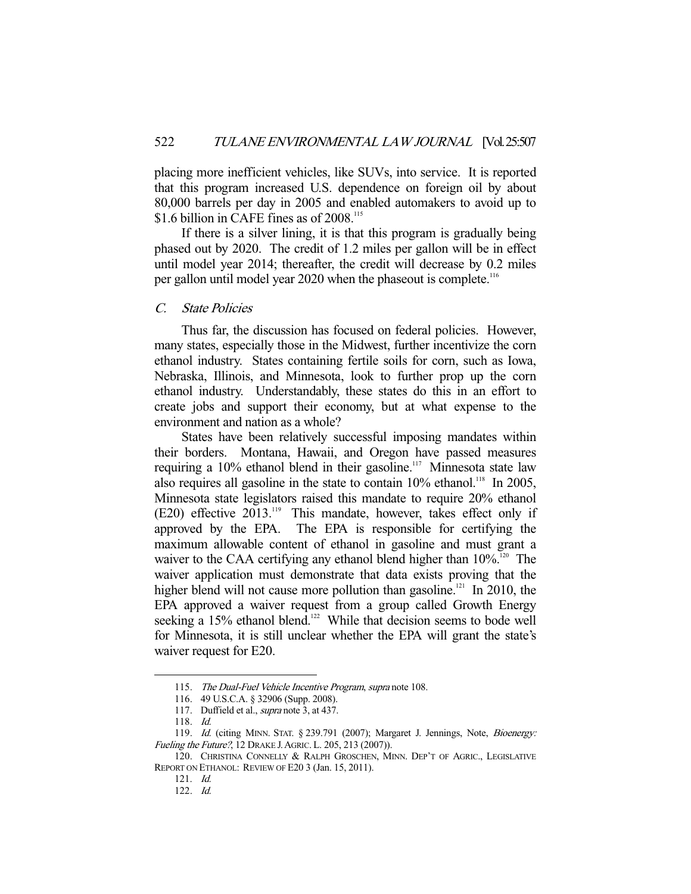placing more inefficient vehicles, like SUVs, into service. It is reported that this program increased U.S. dependence on foreign oil by about 80,000 barrels per day in 2005 and enabled automakers to avoid up to $1.6 billion in CAFE fines as of 2008.[115]

If there is a silver lining, it is that this program is gradually being phased out by 2020. The credit of 1.2 miles per gallon will be in effect until model year 2014; thereafter, the credit will decrease by 0.2 miles per gallon until model year 2020 when the phaseout is complete.[116]

### *C. State Policies*

Thus far, the discussion has focused on federal policies. However, many states, especially those in the Midwest, further incentivize the corn ethanol industry. States containing fertile soils for corn, such as Iowa, Nebraska, Illinois, and Minnesota, look to further prop up the corn ethanol industry. Understandably, these states do this in an effort to create jobs and support their economy, but at what expense to the environment and nation as a whole?

States have been relatively successful imposing mandates within their borders. Montana, Hawaii, and Oregon have passed measures requiring a 10% ethanol blend in their gasoline.[117] Minnesota state law also requires all gasoline in the state to contain 10% ethanol.[118] In 2005, Minnesota state legislators raised this mandate to require 20% ethanol (E20) effective 2013.[119] This mandate, however, takes effect only if approved by the EPA. The EPA is responsible for certifying the maximum allowable content of ethanol in gasoline and must grant a waiver to the CAA certifying any ethanol blend higher than 10%.[120] The waiver application must demonstrate that data exists proving that the higher blend will not cause more pollution than gasoline.[121] In 2010, the EPA approved a waiver request from a group called Growth Energy seeking a 15% ethanol blend.[122] While that decision seems to bode well for Minnesota, it is still unclear whether the EPA will grant the state's waiver request for E20.

---

115. *The Dual-Fuel Vehicle Incentive Program*, *supra* note 108.

116. 49 U.S.C.A. § 32906 (Supp. 2008).

117. Duffield et al., *supra* note 3, at 437.

118. *Id.*

119. *Id.* (citing MINN. STAT. § 239.791 (2007); Margaret J. Jennings, Note, *Bioenergy: Fueling the Future?*, 12 DRAKE J. AGRIC. L. 205, 213 (2007)).

120. CHRISTINA CONNELLY & RALPH GROSCHEN, MINN. DEP'T OF AGRIC., LEGISLATIVE REPORT ON ETHANOL: REVIEW OF E20 3 (Jan. 15, 2011).

121. *Id.*

122. *Id.*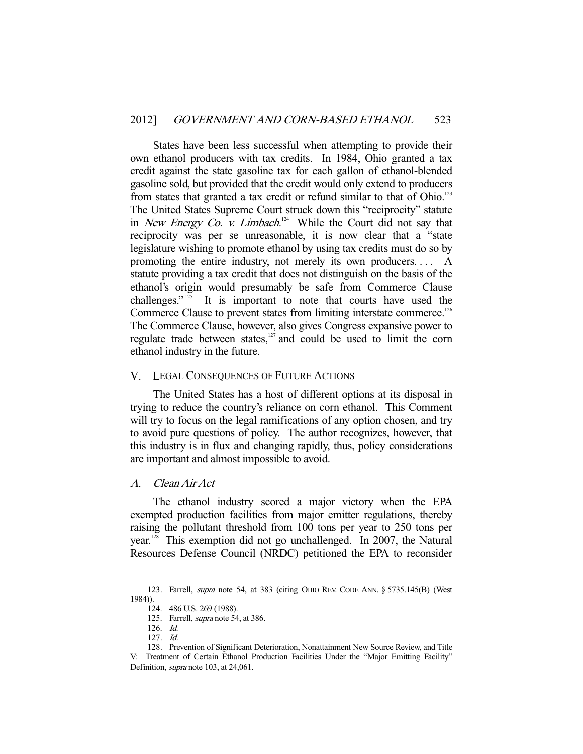States have been less successful when attempting to provide their own ethanol producers with tax credits. In 1984, Ohio granted a tax credit against the state gasoline tax for each gallon of ethanol-blended gasoline sold, but provided that the credit would only extend to producers from states that granted a tax credit or refund similar to that of Ohio.[123] The United States Supreme Court struck down this "reciprocity" statute in *New Energy Co. v. Limbach*.[124] While the Court did not say that reciprocity was per se unreasonable, it is now clear that a "state legislature wishing to promote ethanol by using tax credits must do so by promoting the entire industry, not merely its own producers. . . . A statute providing a tax credit that does not distinguish on the basis of the ethanol's origin would presumably be safe from Commerce Clause challenges."[125] It is important to note that courts have used the Commerce Clause to prevent states from limiting interstate commerce.[126] The Commerce Clause, however, also gives Congress expansive power to regulate trade between states,[127] and could be used to limit the corn ethanol industry in the future.

## V. LEGAL CONSEQUENCES OF FUTURE ACTIONS

The United States has a host of different options at its disposal in trying to reduce the country's reliance on corn ethanol. This Comment will try to focus on the legal ramifications of any option chosen, and try to avoid pure questions of policy. The author recognizes, however, that this industry is in flux and changing rapidly, thus, policy considerations are important and almost impossible to avoid.

### A. *Clean Air Act*

The ethanol industry scored a major victory when the EPA exempted production facilities from major emitter regulations, thereby raising the pollutant threshold from 100 tons per year to 250 tons per year.[128] This exemption did not go unchallenged. In 2007, the Natural Resources Defense Council (NRDC) petitioned the EPA to reconsider

---

123. Farrell, *supra* note 54, at 383 (citing OHIO REV. CODE ANN. § 5735.145(B) (West 1984)).

124. 486 U.S. 269 (1988).

125. Farrell, *supra* note 54, at 386.

126. *Id.*

127. *Id.*

128. Prevention of Significant Deterioration, Nonattainment New Source Review, and Title V: Treatment of Certain Ethanol Production Facilities Under the "Major Emitting Facility" Definition, *supra* note 103, at 24,061.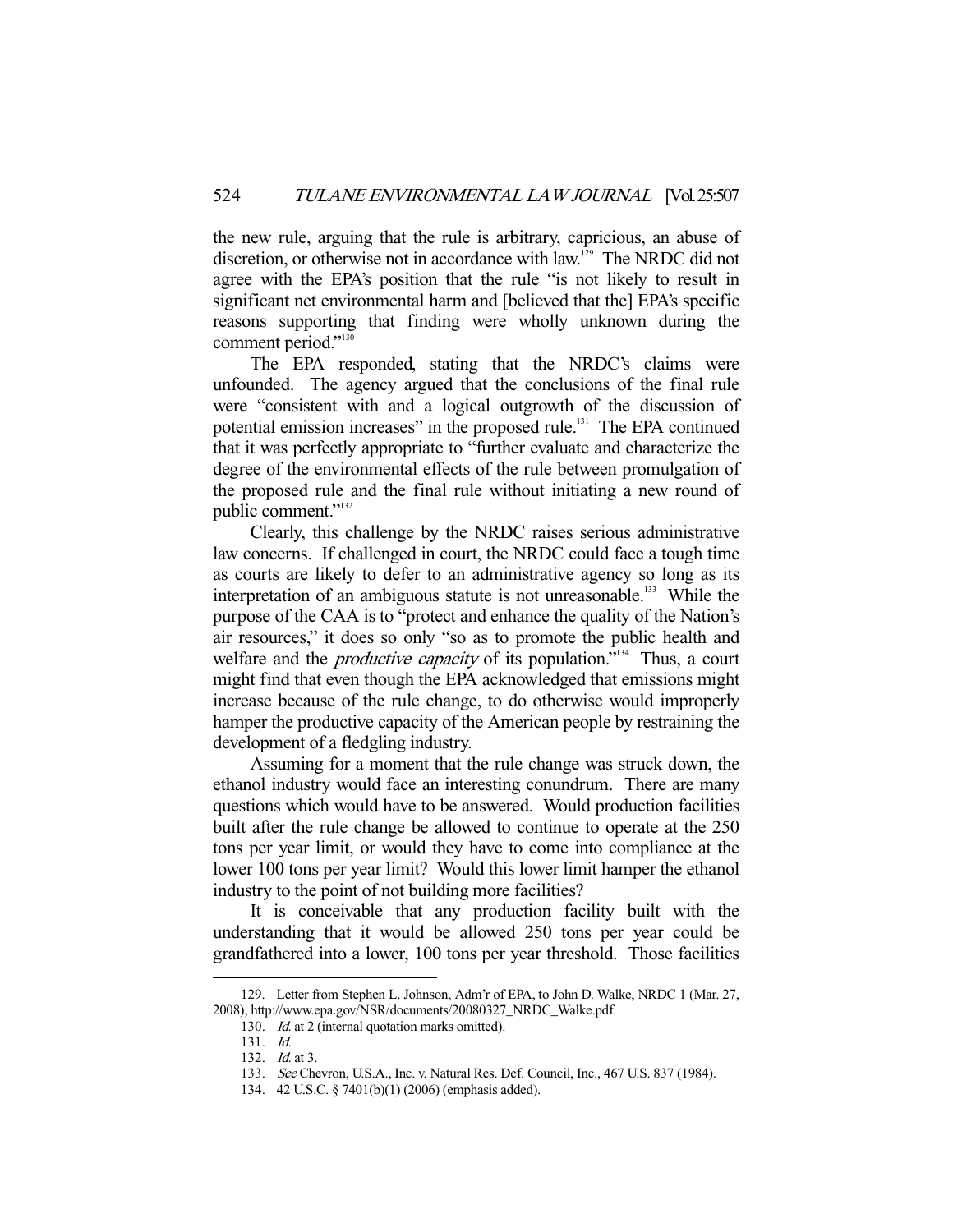the new rule, arguing that the rule is arbitrary, capricious, an abuse of discretion, or otherwise not in accordance with law.[129] The NRDC did not agree with the EPA's position that the rule "is not likely to result in significant net environmental harm and [believed that the] EPA's specific reasons supporting that finding were wholly unknown during the comment period."[130]

The EPA responded, stating that the NRDC's claims were unfounded. The agency argued that the conclusions of the final rule were "consistent with and a logical outgrowth of the discussion of potential emission increases" in the proposed rule.[131] The EPA continued that it was perfectly appropriate to "further evaluate and characterize the degree of the environmental effects of the rule between promulgation of the proposed rule and the final rule without initiating a new round of public comment."[132]

Clearly, this challenge by the NRDC raises serious administrative law concerns. If challenged in court, the NRDC could face a tough time as courts are likely to defer to an administrative agency so long as its interpretation of an ambiguous statute is not unreasonable.[133] While the purpose of the CAA is to "protect and enhance the quality of the Nation's air resources," it does so only "so as to promote the public health and welfare and the *productive capacity* of its population."[134] Thus, a court might find that even though the EPA acknowledged that emissions might increase because of the rule change, to do otherwise would improperly hamper the productive capacity of the American people by restraining the development of a fledgling industry.

Assuming for a moment that the rule change was struck down, the ethanol industry would face an interesting conundrum. There are many questions which would have to be answered. Would production facilities built after the rule change be allowed to continue to operate at the 250 tons per year limit, or would they have to come into compliance at the lower 100 tons per year limit? Would this lower limit hamper the ethanol industry to the point of not building more facilities?

It is conceivable that any production facility built with the understanding that it would be allowed 250 tons per year could be grandfathered into a lower, 100 tons per year threshold. Those facilities

---

129. Letter from Stephen L. Johnson, Adm'r of EPA, to John D. Walke, NRDC 1 (Mar. 27, 2008), http://www.epa.gov/NSR/documents/20080327_NRDC_Walke.pdf.

130. *Id.* at 2 (internal quotation marks omitted).

131. *Id.*

132. *Id.* at 3.

133. *See* Chevron, U.S.A., Inc. v. Natural Res. Def. Council, Inc., 467 U.S. 837 (1984).

134. 42 U.S.C. § 7401(b)(1) (2006) (emphasis added).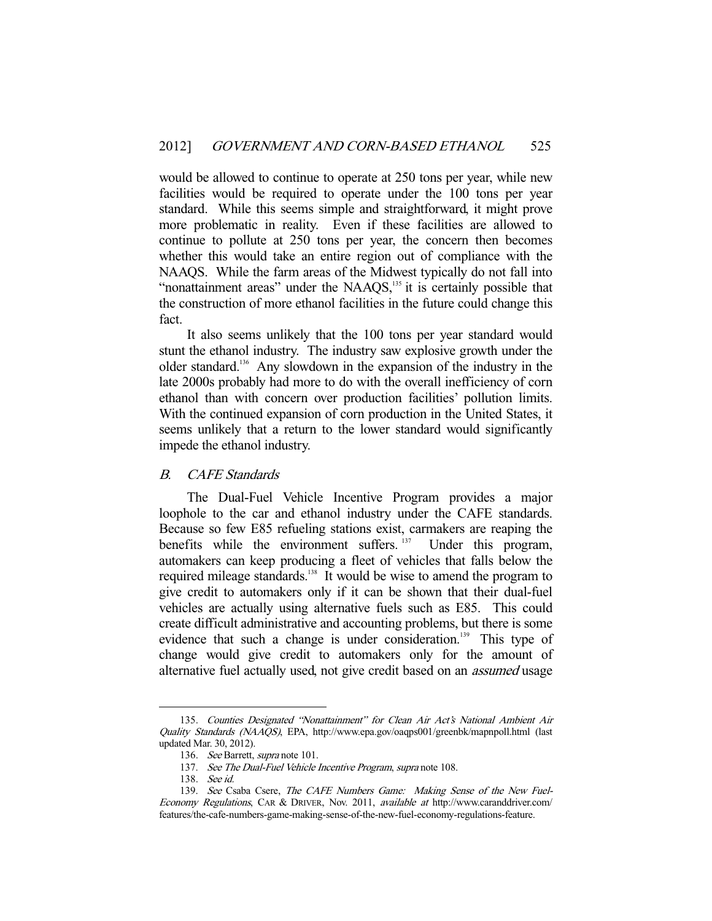would be allowed to continue to operate at 250 tons per year, while new facilities would be required to operate under the 100 tons per year standard. While this seems simple and straightforward, it might prove more problematic in reality. Even if these facilities are allowed to continue to pollute at 250 tons per year, the concern then becomes whether this would take an entire region out of compliance with the NAAQS. While the farm areas of the Midwest typically do not fall into "nonattainment areas" under the NAAQS,[135] it is certainly possible that the construction of more ethanol facilities in the future could change this fact.

It also seems unlikely that the 100 tons per year standard would stunt the ethanol industry. The industry saw explosive growth under the older standard.[136] Any slowdown in the expansion of the industry in the late 2000s probably had more to do with the overall inefficiency of corn ethanol than with concern over production facilities' pollution limits. With the continued expansion of corn production in the United States, it seems unlikely that a return to the lower standard would significantly impede the ethanol industry.

### *B. CAFE Standards*

The Dual-Fuel Vehicle Incentive Program provides a major loophole to the car and ethanol industry under the CAFE standards. Because so few E85 refueling stations exist, carmakers are reaping the benefits while the environment suffers.[137] Under this program, automakers can keep producing a fleet of vehicles that falls below the required mileage standards.[138] It would be wise to amend the program to give credit to automakers only if it can be shown that their dual-fuel vehicles are actually using alternative fuels such as E85. This could create difficult administrative and accounting problems, but there is some evidence that such a change is under consideration.[139] This type of change would give credit to automakers only for the amount of alternative fuel actually used, not give credit based on an *assumed* usage

---

135. *Counties Designated "Nonattainment" for Clean Air Act's National Ambient Air Quality Standards (NAAQS)*, EPA, http://www.epa.gov/oaqps001/greenbk/mapnpoll.html (last updated Mar. 30, 2012).

136. *See* Barrett, *supra* note 101.

137. *See The Dual-Fuel Vehicle Incentive Program*, *supra* note 108.

138. *See id.*

139. *See* Csaba Csere, *The CAFE Numbers Game: Making Sense of the New Fuel-Economy Regulations*, CAR & DRIVER, Nov. 2011, *available at* http://www.caranddriver.com/features/the-cafe-numbers-game-making-sense-of-the-new-fuel-economy-regulations-feature.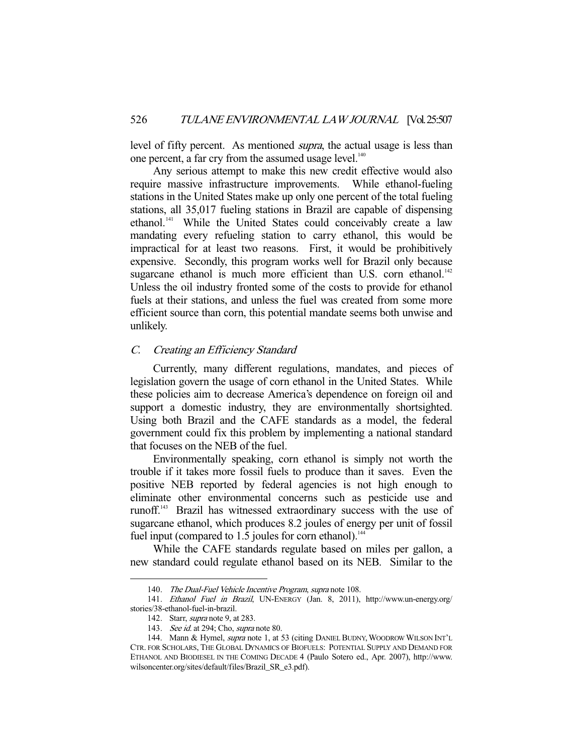level of fifty percent. As mentioned *supra*, the actual usage is less than one percent, a far cry from the assumed usage level.[140]

Any serious attempt to make this new credit effective would also require massive infrastructure improvements. While ethanol-fueling stations in the United States make up only one percent of the total fueling stations, all 35,017 fueling stations in Brazil are capable of dispensing ethanol.[141] While the United States could conceivably create a law mandating every refueling station to carry ethanol, this would be impractical for at least two reasons. First, it would be prohibitively expensive. Secondly, this program works well for Brazil only because sugarcane ethanol is much more efficient than U.S. corn ethanol.[142] Unless the oil industry fronted some of the costs to provide for ethanol fuels at their stations, and unless the fuel was created from some more efficient source than corn, this potential mandate seems both unwise and unlikely.

### *C. Creating an Efficiency Standard*

Currently, many different regulations, mandates, and pieces of legislation govern the usage of corn ethanol in the United States. While these policies aim to decrease America's dependence on foreign oil and support a domestic industry, they are environmentally shortsighted. Using both Brazil and the CAFE standards as a model, the federal government could fix this problem by implementing a national standard that focuses on the NEB of the fuel.

Environmentally speaking, corn ethanol is simply not worth the trouble if it takes more fossil fuels to produce than it saves. Even the positive NEB reported by federal agencies is not high enough to eliminate other environmental concerns such as pesticide use and runoff.[143] Brazil has witnessed extraordinary success with the use of sugarcane ethanol, which produces 8.2 joules of energy per unit of fossil fuel input (compared to 1.5 joules for corn ethanol).[144]

While the CAFE standards regulate based on miles per gallon, a new standard could regulate ethanol based on its NEB. Similar to the

---

140. *The Dual-Fuel Vehicle Incentive Program*, *supra* note 108.

141. *Ethanol Fuel in Brazil*, UN-ENERGY (Jan. 8, 2011), http://www.un-energy.org/stories/38-ethanol-fuel-in-brazil.

142. Starr, *supra* note 9, at 283.

143. *See id.* at 294; Cho, *supra* note 80.

144. Mann & Hymel, *supra* note 1, at 53 (citing DANIEL BUDNY, WOODROW WILSON INT'L CTR. FOR SCHOLARS, THE GLOBAL DYNAMICS OF BIOFUELS: POTENTIAL SUPPLY AND DEMAND FOR ETHANOL AND BIODIESEL IN THE COMING DECADE 4 (Paulo Sotero ed., Apr. 2007), http://www.wilsoncenter.org/sites/default/files/Brazil_SR_e3.pdf).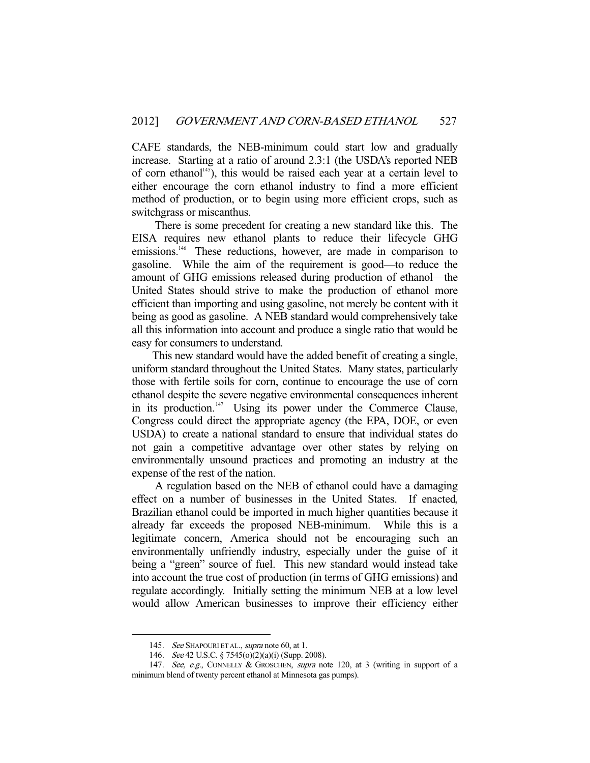CAFE standards, the NEB-minimum could start low and gradually increase. Starting at a ratio of around 2.3:1 (the USDA's reported NEB of corn ethanol[145]), this would be raised each year at a certain level to either encourage the corn ethanol industry to find a more efficient method of production, or to begin using more efficient crops, such as switchgrass or miscanthus.

There is some precedent for creating a new standard like this. The EISA requires new ethanol plants to reduce their lifecycle GHG emissions.[146] These reductions, however, are made in comparison to gasoline. While the aim of the requirement is good—to reduce the amount of GHG emissions released during production of ethanol—the United States should strive to make the production of ethanol more efficient than importing and using gasoline, not merely be content with it being as good as gasoline. A NEB standard would comprehensively take all this information into account and produce a single ratio that would be easy for consumers to understand.

This new standard would have the added benefit of creating a single, uniform standard throughout the United States. Many states, particularly those with fertile soils for corn, continue to encourage the use of corn ethanol despite the severe negative environmental consequences inherent in its production.[147] Using its power under the Commerce Clause, Congress could direct the appropriate agency (the EPA, DOE, or even USDA) to create a national standard to ensure that individual states do not gain a competitive advantage over other states by relying on environmentally unsound practices and promoting an industry at the expense of the rest of the nation.

A regulation based on the NEB of ethanol could have a damaging effect on a number of businesses in the United States. If enacted, Brazilian ethanol could be imported in much higher quantities because it already far exceeds the proposed NEB-minimum. While this is a legitimate concern, America should not be encouraging such an environmentally unfriendly industry, especially under the guise of it being a "green" source of fuel. This new standard would instead take into account the true cost of production (in terms of GHG emissions) and regulate accordingly. Initially setting the minimum NEB at a low level would allow American businesses to improve their efficiency either

---

145. *See* SHAPOURI ET AL., *supra* note 60, at 1.

146. *See* 42 U.S.C. § 7545(o)(2)(a)(i) (Supp. 2008).

147. *See, e.g.*, CONNELLY & GROSCHEN, *supra* note 120, at 3 (writing in support of a minimum blend of twenty percent ethanol at Minnesota gas pumps).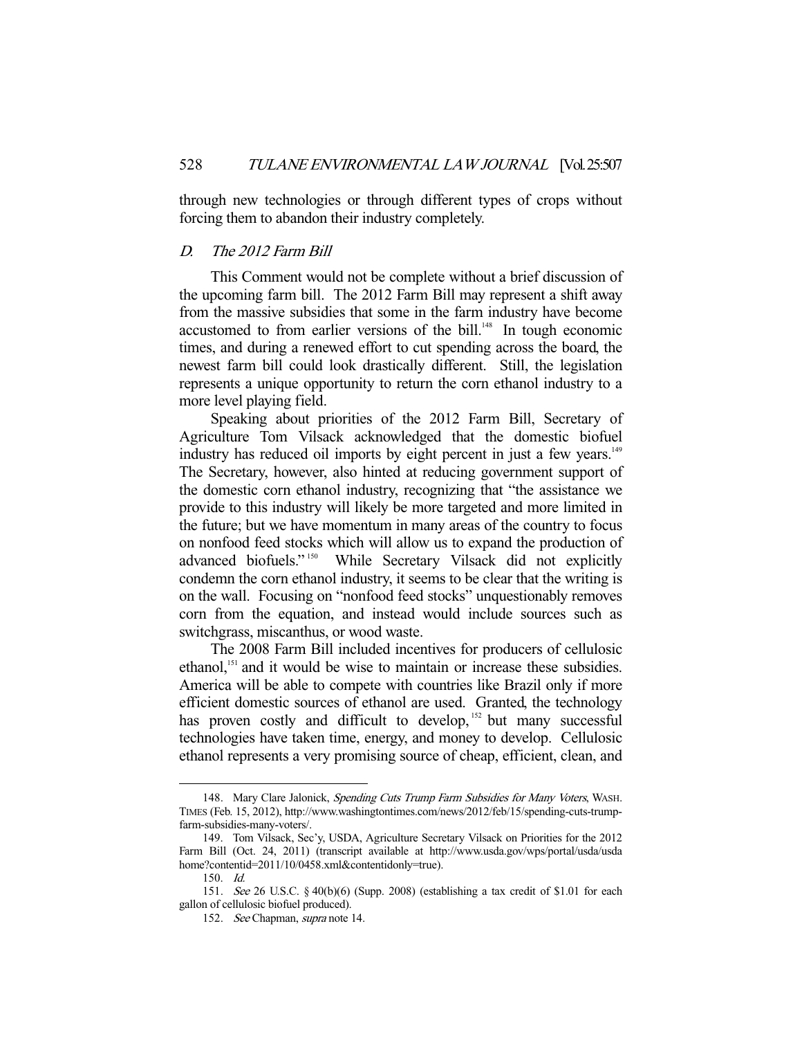through new technologies or through different types of crops without forcing them to abandon their industry completely.

### *D. The 2012 Farm Bill*

This Comment would not be complete without a brief discussion of the upcoming farm bill. The 2012 Farm Bill may represent a shift away from the massive subsidies that some in the farm industry have become accustomed to from earlier versions of the bill.[148] In tough economic times, and during a renewed effort to cut spending across the board, the newest farm bill could look drastically different. Still, the legislation represents a unique opportunity to return the corn ethanol industry to a more level playing field.

Speaking about priorities of the 2012 Farm Bill, Secretary of Agriculture Tom Vilsack acknowledged that the domestic biofuel industry has reduced oil imports by eight percent in just a few years.[149] The Secretary, however, also hinted at reducing government support of the domestic corn ethanol industry, recognizing that "the assistance we provide to this industry will likely be more targeted and more limited in the future; but we have momentum in many areas of the country to focus on nonfood feed stocks which will allow us to expand the production of advanced biofuels."[150] While Secretary Vilsack did not explicitly condemn the corn ethanol industry, it seems to be clear that the writing is on the wall. Focusing on "nonfood feed stocks" unquestionably removes corn from the equation, and instead would include sources such as switchgrass, miscanthus, or wood waste.

The 2008 Farm Bill included incentives for producers of cellulosic ethanol,[151] and it would be wise to maintain or increase these subsidies. America will be able to compete with countries like Brazil only if more efficient domestic sources of ethanol are used. Granted, the technology has proven costly and difficult to develop,[152] but many successful technologies have taken time, energy, and money to develop. Cellulosic ethanol represents a very promising source of cheap, efficient, clean, and

---

148. Mary Clare Jalonick, *Spending Cuts Trump Farm Subsidies for Many Voters*, WASH. TIMES (Feb. 15, 2012), http://www.washingtontimes.com/news/2012/feb/15/spending-cuts-trump-farm-subsidies-many-voters/.

149. Tom Vilsack, Sec'y, USDA, Agriculture Secretary Vilsack on Priorities for the 2012 Farm Bill (Oct. 24, 2011) (transcript available at http://www.usda.gov/wps/portal/usda/usdahome?contentid=2011/10/0458.xml&contentidonly=true).

150. *Id.*

151. *See* 26 U.S.C. § 40(b)(6) (Supp. 2008) (establishing a tax credit of $1.01 for each gallon of cellulosic biofuel produced).

152. *See* Chapman, *supra* note 14.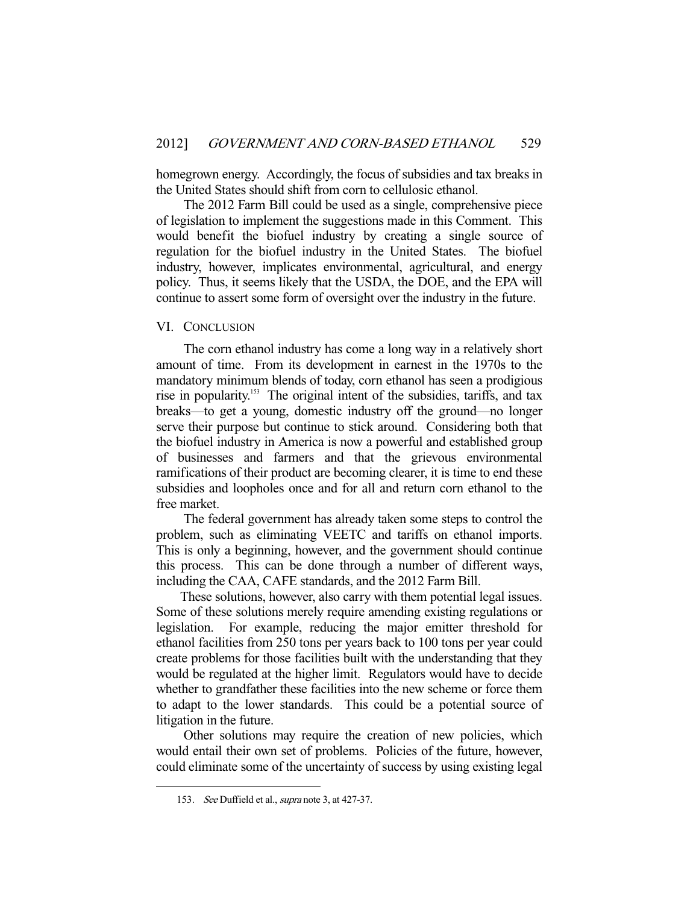homegrown energy. Accordingly, the focus of subsidies and tax breaks in the United States should shift from corn to cellulosic ethanol.

The 2012 Farm Bill could be used as a single, comprehensive piece of legislation to implement the suggestions made in this Comment. This would benefit the biofuel industry by creating a single source of regulation for the biofuel industry in the United States. The biofuel industry, however, implicates environmental, agricultural, and energy policy. Thus, it seems likely that the USDA, the DOE, and the EPA will continue to assert some form of oversight over the industry in the future.

## VI. CONCLUSION

The corn ethanol industry has come a long way in a relatively short amount of time. From its development in earnest in the 1970s to the mandatory minimum blends of today, corn ethanol has seen a prodigious rise in popularity.[153] The original intent of the subsidies, tariffs, and tax breaks—to get a young, domestic industry off the ground—no longer serve their purpose but continue to stick around. Considering both that the biofuel industry in America is now a powerful and established group of businesses and farmers and that the grievous environmental ramifications of their product are becoming clearer, it is time to end these subsidies and loopholes once and for all and return corn ethanol to the free market.

The federal government has already taken some steps to control the problem, such as eliminating VEETC and tariffs on ethanol imports. This is only a beginning, however, and the government should continue this process. This can be done through a number of different ways, including the CAA, CAFE standards, and the 2012 Farm Bill.

These solutions, however, also carry with them potential legal issues. Some of these solutions merely require amending existing regulations or legislation. For example, reducing the major emitter threshold for ethanol facilities from 250 tons per years back to 100 tons per year could create problems for those facilities built with the understanding that they would be regulated at the higher limit. Regulators would have to decide whether to grandfather these facilities into the new scheme or force them to adapt to the lower standards. This could be a potential source of litigation in the future.

Other solutions may require the creation of new policies, which would entail their own set of problems. Policies of the future, however, could eliminate some of the uncertainty of success by using existing legal

153. *See* Duffield et al., *supra* note 3, at 427-37.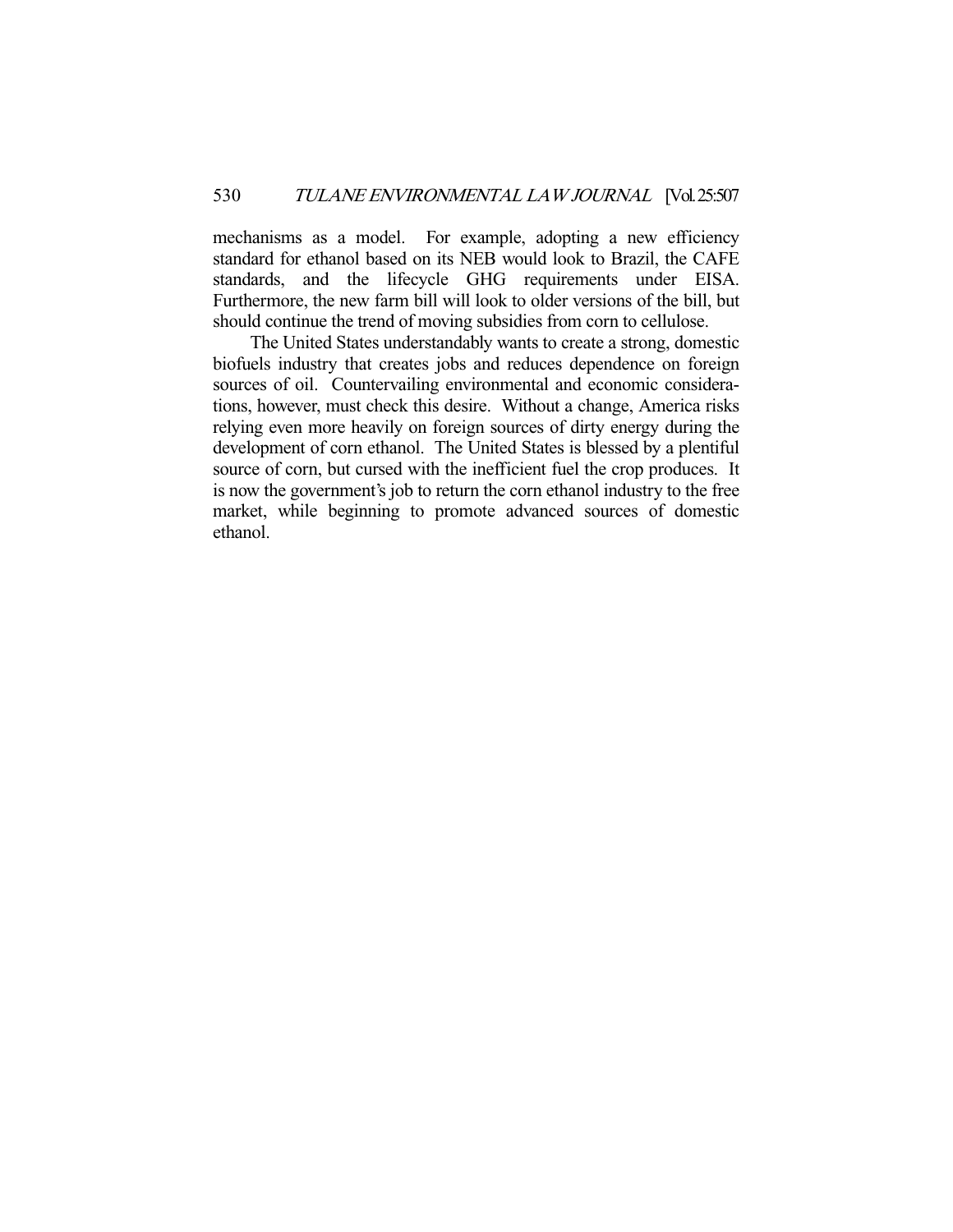mechanisms as a model. For example, adopting a new efficiency standard for ethanol based on its NEB would look to Brazil, the CAFE standards, and the lifecycle GHG requirements under EISA. Furthermore, the new farm bill will look to older versions of the bill, but should continue the trend of moving subsidies from corn to cellulose.

The United States understandably wants to create a strong, domestic biofuels industry that creates jobs and reduces dependence on foreign sources of oil. Countervailing environmental and economic considerations, however, must check this desire. Without a change, America risks relying even more heavily on foreign sources of dirty energy during the development of corn ethanol. The United States is blessed by a plentiful source of corn, but cursed with the inefficient fuel the crop produces. It is now the government's job to return the corn ethanol industry to the free market, while beginning to promote advanced sources of domestic ethanol.